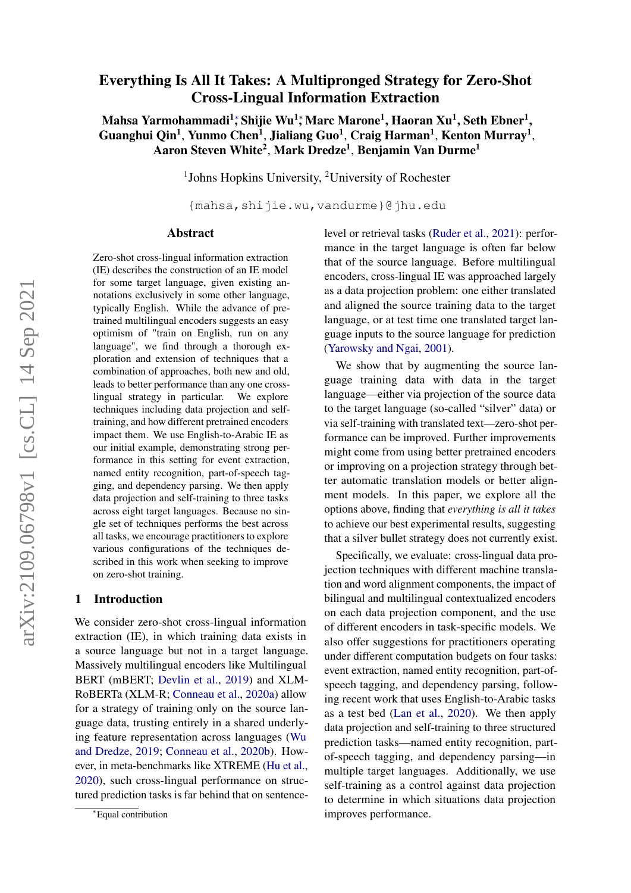# Everything Is All It Takes: A Multipronged Strategy for Zero-Shot Cross-Lingual Information Extraction

**Mahsa Yarmohammadi[1]*, Shijie Wu[1]*, Marc Marone[1], Haoran Xu[1], Seth Ebner[1], Guanghui Qin[1], Yunmo Chen[1], Jialiang Guo[1], Craig Harman[1], Kenton Murray[1], Aaron Steven White[2], Mark Dredze[1], Benjamin Van Durme[1]**

[1]Johns Hopkins University, [2]University of Rochester

{mahsa,shijie.wu,vandurme}@jhu.edu

## Abstract

Zero-shot cross-lingual information extraction (IE) describes the construction of an IE model for some target language, given existing annotations exclusively in some other language, typically English. While the advance of pretrained multilingual encoders suggests an easy optimism of "train on English, run on any language", we find through a thorough exploration and extension of techniques that a combination of approaches, both new and old, leads to better performance than any one cross-lingual strategy in particular. We explore techniques including data projection and self-training, and how different pretrained encoders impact them. We use English-to-Arabic IE as our initial example, demonstrating strong performance in this setting for event extraction, named entity recognition, part-of-speech tagging, and dependency parsing. We then apply data projection and self-training to three tasks across eight target languages. Because no single set of techniques performs the best across all tasks, we encourage practitioners to explore various configurations of the techniques described in this work when seeking to improve on zero-shot training.

## 1 Introduction

We consider zero-shot cross-lingual information extraction (IE), in which training data exists in a source language but not in a target language. Massively multilingual encoders like Multilingual BERT (mBERT; Devlin et al., 2019) and XLM-RoBERTa (XLM-R; Conneau et al., 2020a) allow for a strategy of training only on the source language data, trusting entirely in a shared underlying feature representation across languages (Wu and Dredze, 2019; Conneau et al., 2020b). However, in meta-benchmarks like XTREME (Hu et al., 2020), such cross-lingual performance on structured prediction tasks is far behind that on sentence-level or retrieval tasks (Ruder et al., 2021): performance in the target language is often far below that of the source language. Before multilingual encoders, cross-lingual IE was approached largely as a data projection problem: one either translated and aligned the source training data to the target language, or at test time one translated target language inputs to the source language for prediction (Yarowsky and Ngai, 2001).

We show that by augmenting the source language training data with data in the target language—either via projection of the source data to the target language (so-called "silver" data) or via self-training with translated text—zero-shot performance can be improved. Further improvements might come from using better pretrained encoders or improving on a projection strategy through better automatic translation models or better alignment models. In this paper, we explore all the options above, finding that *everything is all it takes* to achieve our best experimental results, suggesting that a silver bullet strategy does not currently exist.

Specifically, we evaluate: cross-lingual data projection techniques with different machine translation and word alignment components, the impact of bilingual and multilingual contextualized encoders on each data projection component, and the use of different encoders in task-specific models. We also offer suggestions for practitioners operating under different computation budgets on four tasks: event extraction, named entity recognition, part-of-speech tagging, and dependency parsing, following recent work that uses English-to-Arabic tasks as a test bed (Lan et al., 2020). We then apply data projection and self-training to three structured prediction tasks—named entity recognition, part-of-speech tagging, and dependency parsing—in multiple target languages. Additionally, we use self-training as a control against data projection to determine in which situations data projection improves performance.

*Equal contribution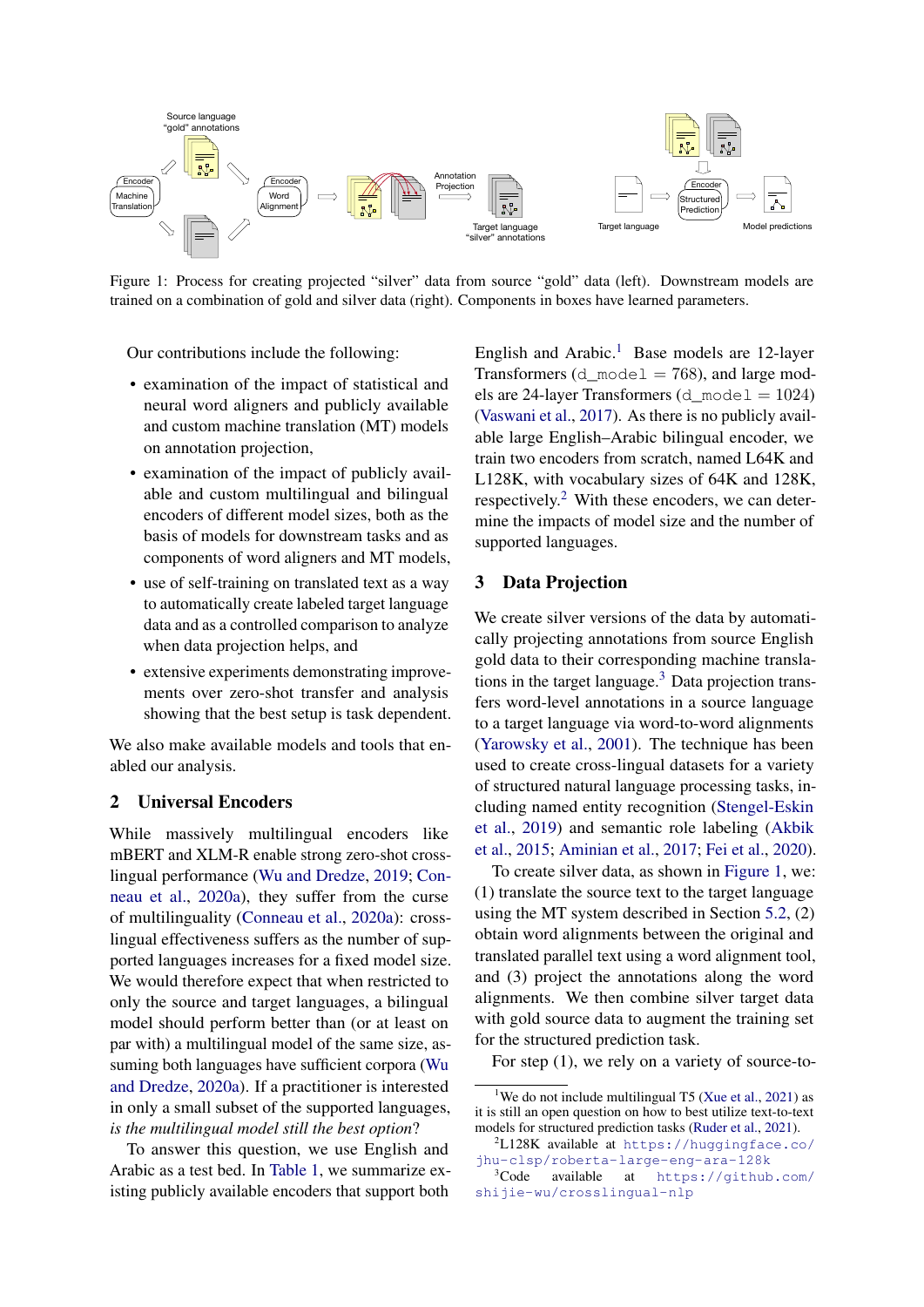Figure 1: Process for creating projected "silver" data from source "gold" data (left). Downstream models are trained on a combination of gold and silver data (right). Components in boxes have learned parameters.

Our contributions include the following:

- examination of the impact of statistical and neural word aligners and publicly available and custom machine translation (MT) models on annotation projection,
- examination of the impact of publicly available and custom multilingual and bilingual encoders of different model sizes, both as the basis of models for downstream tasks and as components of word aligners and MT models,
- use of self-training on translated text as a way to automatically create labeled target language data and as a controlled comparison to analyze when data projection helps, and
- extensive experiments demonstrating improvements over zero-shot transfer and analysis showing that the best setup is task dependent.

We also make available models and tools that enabled our analysis.

## 2 Universal Encoders

While massively multilingual encoders like mBERT and XLM-R enable strong zero-shot cross-lingual performance (Wu and Dredze, 2019; Conneau et al., 2020a), they suffer from the curse of multilinguality (Conneau et al., 2020a): cross-lingual effectiveness suffers as the number of supported languages increases for a fixed model size. We would therefore expect that when restricted to only the source and target languages, a bilingual model should perform better than (or at least on par with) a multilingual model of the same size, assuming both languages have sufficient corpora (Wu and Dredze, 2020a). If a practitioner is interested in only a small subset of the supported languages, *is the multilingual model still the best option*?

To answer this question, we use English and Arabic as a test bed. In Table 1, we summarize existing publicly available encoders that support both English and Arabic.[1] Base models are 12-layer Transformers (`d_model` = 768), and large models are 24-layer Transformers (`d_model` = 1024) (Vaswani et al., 2017). As there is no publicly available large English–Arabic bilingual encoder, we train two encoders from scratch, named L64K and L128K, with vocabulary sizes of 64K and 128K, respectively.[2] With these encoders, we can determine the impacts of model size and the number of supported languages.

## 3 Data Projection

We create silver versions of the data by automatically projecting annotations from source English gold data to their corresponding machine translations in the target language.[3] Data projection transfers word-level annotations in a source language to a target language via word-to-word alignments (Yarowsky et al., 2001). The technique has been used to create cross-lingual datasets for a variety of structured natural language processing tasks, including named entity recognition (Stengel-Eskin et al., 2019) and semantic role labeling (Akbik et al., 2015; Aminian et al., 2017; Fei et al., 2020).

To create silver data, as shown in Figure 1, we: (1) translate the source text to the target language using the MT system described in Section 5.2, (2) obtain word alignments between the original and translated parallel text using a word alignment tool, and (3) project the annotations along the word alignments. We then combine silver target data with gold source data to augment the training set for the structured prediction task.

For step (1), we rely on a variety of source-to-

[1] We do not include multilingual T5 (Xue et al., 2021) as it is still an open question on how to best utilize text-to-text models for structured prediction tasks (Ruder et al., 2021).

[2] L128K available at https://huggingface.co/jhu-clsp/roberta-large-eng-ara-128k

[3] Code available at https://github.com/shijie-wu/crosslingual-nlp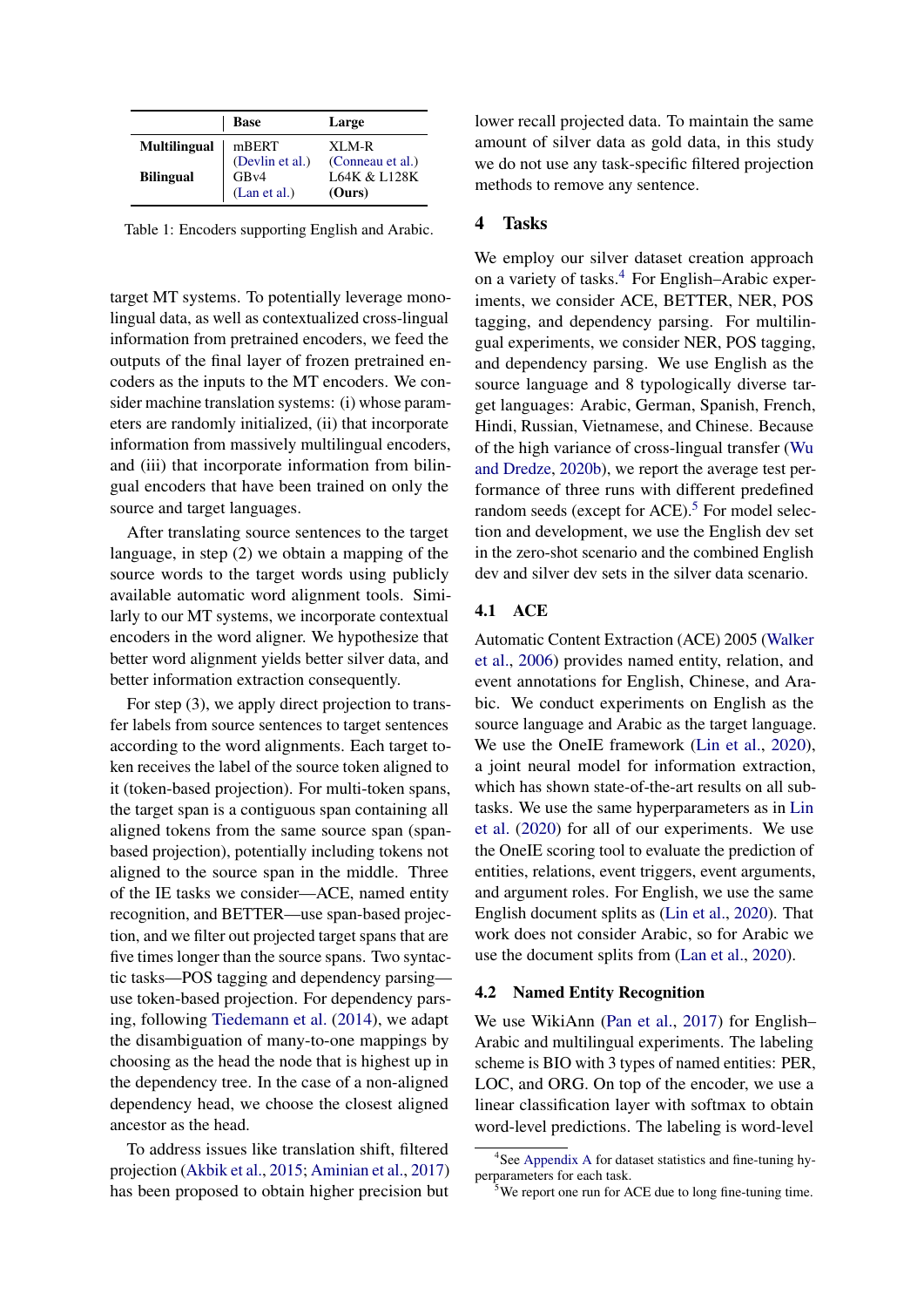| | Base | Large |
|---|---|---|
| **Multilingual** | mBERT (Devlin et al.) | XLM-R (Conneau et al.) |
| **Bilingual** | GBv4 (Lan et al.) | L64K & L128K **(Ours)** |

Table 1: Encoders supporting English and Arabic.

target MT systems. To potentially leverage monolingual data, as well as contextualized cross-lingual information from pretrained encoders, we feed the outputs of the final layer of frozen pretrained encoders as the inputs to the MT encoders. We consider machine translation systems: (i) whose parameters are randomly initialized, (ii) that incorporate information from massively multilingual encoders, and (iii) that incorporate information from bilingual encoders that have been trained on only the source and target languages.

After translating source sentences to the target language, in step (2) we obtain a mapping of the source words to the target words using publicly available automatic word alignment tools. Similarly to our MT systems, we incorporate contextual encoders in the word aligner. We hypothesize that better word alignment yields better silver data, and better information extraction consequently.

For step (3), we apply direct projection to transfer labels from source sentences to target sentences according to the word alignments. Each target token receives the label of the source token aligned to it (token-based projection). For multi-token spans, the target span is a contiguous span containing all aligned tokens from the same source span (span-based projection), potentially including tokens not aligned to the source span in the middle. Three of the IE tasks we consider—ACE, named entity recognition, and BETTER—use span-based projection, and we filter out projected target spans that are five times longer than the source spans. Two syntactic tasks—POS tagging and dependency parsing—use token-based projection. For dependency parsing, following Tiedemann et al. (2014), we adapt the disambiguation of many-to-one mappings by choosing as the head the node that is highest up in the dependency tree. In the case of a non-aligned dependency head, we choose the closest aligned ancestor as the head.

To address issues like translation shift, filtered projection (Akbik et al., 2015; Aminian et al., 2017) has been proposed to obtain higher precision but lower recall projected data. To maintain the same amount of silver data as gold data, in this study we do not use any task-specific filtered projection methods to remove any sentence.

## 4 Tasks

We employ our silver dataset creation approach on a variety of tasks.[4] For English–Arabic experiments, we consider ACE, BETTER, NER, POS tagging, and dependency parsing. For multilingual experiments, we consider NER, POS tagging, and dependency parsing. We use English as the source language and 8 typologically diverse target languages: Arabic, German, Spanish, French, Hindi, Russian, Vietnamese, and Chinese. Because of the high variance of cross-lingual transfer (Wu and Dredze, 2020b), we report the average test performance of three runs with different predefined random seeds (except for ACE).[5] For model selection and development, we use the English dev set in the zero-shot scenario and the combined English dev and silver dev sets in the silver data scenario.

### 4.1 ACE

Automatic Content Extraction (ACE) 2005 (Walker et al., 2006) provides named entity, relation, and event annotations for English, Chinese, and Arabic. We conduct experiments on English as the source language and Arabic as the target language. We use the OneIE framework (Lin et al., 2020), a joint neural model for information extraction, which has shown state-of-the-art results on all subtasks. We use the same hyperparameters as in Lin et al. (2020) for all of our experiments. We use the OneIE scoring tool to evaluate the prediction of entities, relations, event triggers, event arguments, and argument roles. For English, we use the same English document splits as (Lin et al., 2020). That work does not consider Arabic, so for Arabic we use the document splits from (Lan et al., 2020).

### 4.2 Named Entity Recognition

We use WikiAnn (Pan et al., 2017) for English–Arabic and multilingual experiments. The labeling scheme is BIO with 3 types of named entities: PER, LOC, and ORG. On top of the encoder, we use a linear classification layer with softmax to obtain word-level predictions. The labeling is word-level

[4] See Appendix A for dataset statistics and fine-tuning hyperparameters for each task.

[5] We report one run for ACE due to long fine-tuning time.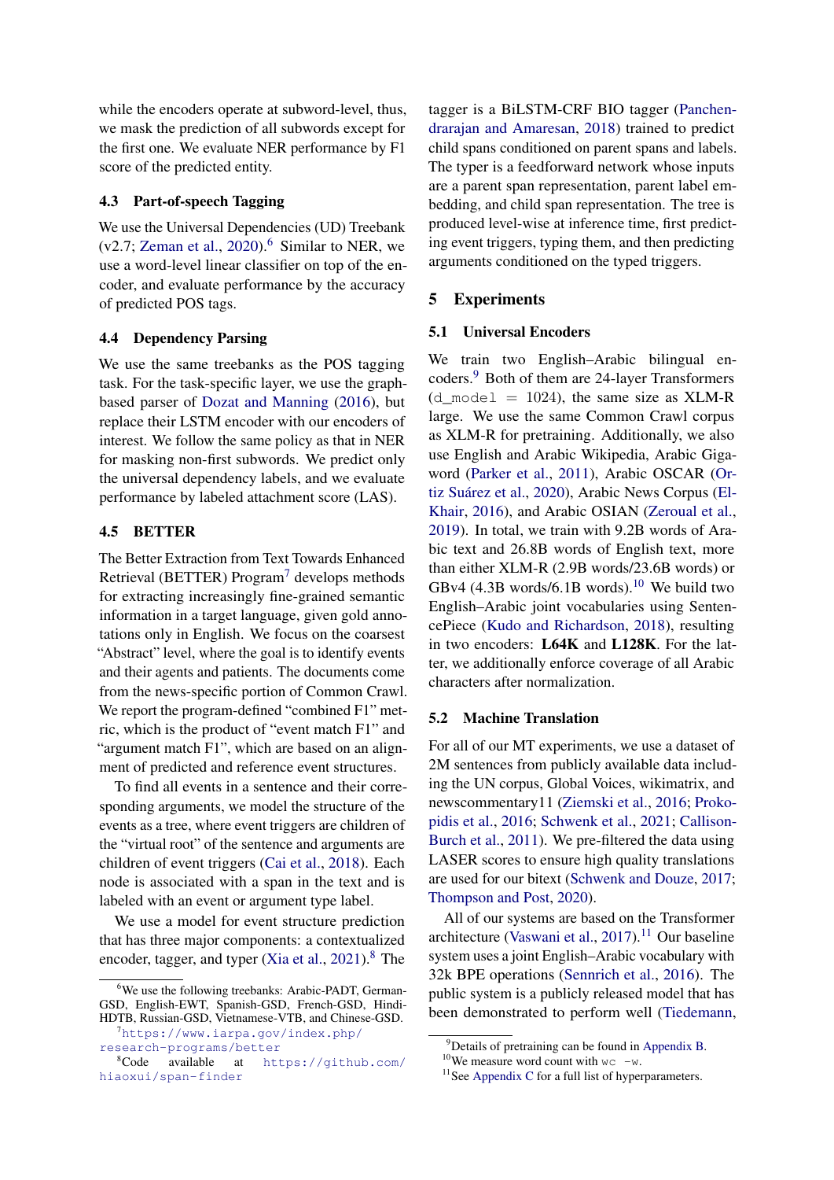while the encoders operate at subword-level, thus, we mask the prediction of all subwords except for the first one. We evaluate NER performance by F1 score of the predicted entity.

### 4.3 Part-of-speech Tagging

We use the Universal Dependencies (UD) Treebank (v2.7; Zeman et al., 2020).[6] Similar to NER, we use a word-level linear classifier on top of the encoder, and evaluate performance by the accuracy of predicted POS tags.

### 4.4 Dependency Parsing

We use the same treebanks as the POS tagging task. For the task-specific layer, we use the graph-based parser of Dozat and Manning (2016), but replace their LSTM encoder with our encoders of interest. We follow the same policy as that in NER for masking non-first subwords. We predict only the universal dependency labels, and we evaluate performance by labeled attachment score (LAS).

### 4.5 BETTER

The Better Extraction from Text Towards Enhanced Retrieval (BETTER) Program[7] develops methods for extracting increasingly fine-grained semantic information in a target language, given gold annotations only in English. We focus on the coarsest "Abstract" level, where the goal is to identify events and their agents and patients. The documents come from the news-specific portion of Common Crawl. We report the program-defined "combined F1" metric, which is the product of "event match F1" and "argument match F1", which are based on an alignment of predicted and reference event structures.

To find all events in a sentence and their corresponding arguments, we model the structure of the events as a tree, where event triggers are children of the "virtual root" of the sentence and arguments are children of event triggers (Cai et al., 2018). Each node is associated with a span in the text and is labeled with an event or argument type label.

We use a model for event structure prediction that has three major components: a contextualized encoder, tagger, and typer (Xia et al., 2021).[8] The tagger is a BiLSTM-CRF BIO tagger (Panchendrarajan and Amaresan, 2018) trained to predict child spans conditioned on parent spans and labels. The typer is a feedforward network whose inputs are a parent span representation, parent label embedding, and child span representation. The tree is produced level-wise at inference time, first predicting event triggers, typing them, and then predicting arguments conditioned on the typed triggers.

## 5 Experiments

### 5.1 Universal Encoders

We train two English–Arabic bilingual encoders.[9] Both of them are 24-layer Transformers (`d_model` = 1024), the same size as XLM-R large. We use the same Common Crawl corpus as XLM-R for pretraining. Additionally, we also use English and Arabic Wikipedia, Arabic Gigaword (Parker et al., 2011), Arabic OSCAR (Ortiz Suárez et al., 2020), Arabic News Corpus (El-Khair, 2016), and Arabic OSIAN (Zeroual et al., 2019). In total, we train with 9.2B words of Arabic text and 26.8B words of English text, more than either XLM-R (2.9B words/23.6B words) or GBv4 (4.3B words/6.1B words).[10] We build two English–Arabic joint vocabularies using SentencePiece (Kudo and Richardson, 2018), resulting in two encoders: **L64K** and **L128K**. For the latter, we additionally enforce coverage of all Arabic characters after normalization.

### 5.2 Machine Translation

For all of our MT experiments, we use a dataset of 2M sentences from publicly available data including the UN corpus, Global Voices, wikimatrix, and newscommentary11 (Ziemski et al., 2016; Prokopidis et al., 2016; Schwenk et al., 2021; Callison-Burch et al., 2011). We pre-filtered the data using LASER scores to ensure high quality translations are used for our bitext (Schwenk and Douze, 2017; Thompson and Post, 2020).

All of our systems are based on the Transformer architecture (Vaswani et al., 2017).[11] Our baseline system uses a joint English–Arabic vocabulary with 32k BPE operations (Sennrich et al., 2016). The public system is a publicly released model that has been demonstrated to perform well (Tiedemann,

---

[6] We use the following treebanks: Arabic-PADT, German-GSD, English-EWT, Spanish-GSD, French-GSD, Hindi-HDTB, Russian-GSD, Vietnamese-VTB, and Chinese-GSD.

[7] https://www.iarpa.gov/index.php/research-programs/better

[8] Code available at https://github.com/hiaoxui/span-finder

[9] Details of pretraining can be found in Appendix B.

[10] We measure word count with `wc -w`.

[11] See Appendix C for a full list of hyperparameters.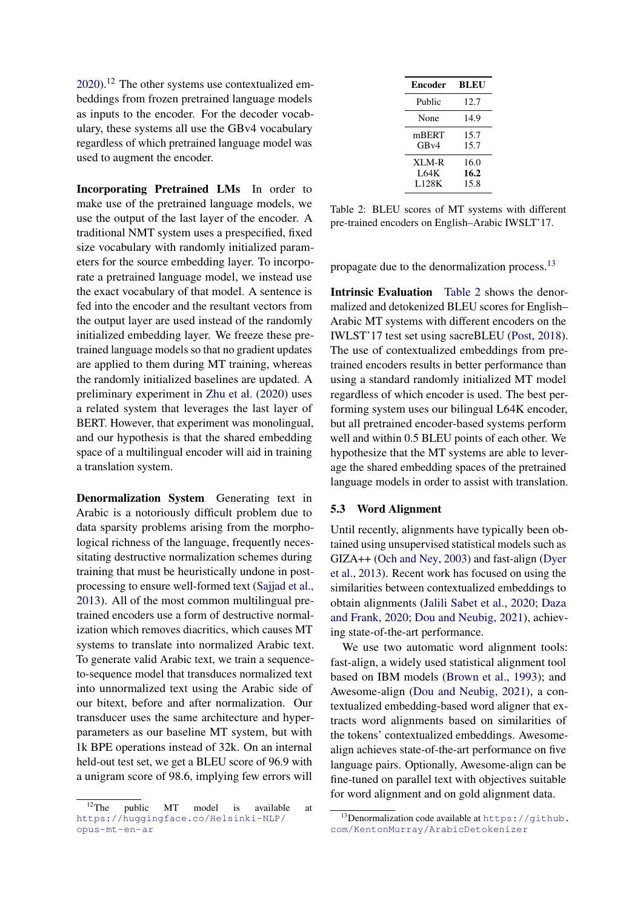2020).[12] The other systems use contextualized embeddings from frozen pretrained language models as inputs to the encoder. For the decoder vocabulary, these systems all use the GBv4 vocabulary regardless of which pretrained language model was used to augment the encoder.

**Incorporating Pretrained LMs** In order to make use of the pretrained language models, we use the output of the last layer of the encoder. A traditional NMT system uses a prespecified, fixed size vocabulary with randomly initialized parameters for the source embedding layer. To incorporate a pretrained language model, we instead use the exact vocabulary of that model. A sentence is fed into the encoder and the resultant vectors from the output layer are used instead of the randomly initialized embedding layer. We freeze these pretrained language models so that no gradient updates are applied to them during MT training, whereas the randomly initialized baselines are updated. A preliminary experiment in Zhu et al. (2020) uses a related system that leverages the last layer of BERT. However, that experiment was monolingual, and our hypothesis is that the shared embedding space of a multilingual encoder will aid in training a translation system.

**Denormalization System** Generating text in Arabic is a notoriously difficult problem due to data sparsity problems arising from the morphological richness of the language, frequently necessitating destructive normalization schemes during training that must be heuristically undone in post-processing to ensure well-formed text (Sajjad et al., 2013). All of the most common multilingual pretrained encoders use a form of destructive normalization which removes diacritics, which causes MT systems to translate into normalized Arabic text. To generate valid Arabic text, we train a sequence-to-sequence model that transduces normalized text into unnormalized text using the Arabic side of our bitext, before and after normalization. Our transducer uses the same architecture and hyperparameters as our baseline MT system, but with 1k BPE operations instead of 32k. On an internal held-out test set, we get a BLEU score of 96.9 with a unigram score of 98.6, implying few errors will propagate due to the denormalization process.[13]

| Encoder | BLEU |
|---|---|
| Public | 12.7 |
| None | 14.9 |
| mBERT | 15.7 |
| GBv4 | 15.7 |
| XLM-R | 16.0 |
| L64K | **16.2** |
| L128K | 15.8 |

Table 2: BLEU scores of MT systems with different pre-trained encoders on English–Arabic IWSLT'17.

**Intrinsic Evaluation** Table 2 shows the denormalized and detokenized BLEU scores for English–Arabic MT systems with different encoders on the IWSLT'17 test set using sacreBLEU (Post, 2018). The use of contextualized embeddings from pretrained encoders results in better performance than using a standard randomly initialized MT model regardless of which encoder is used. The best performing system uses our bilingual L64K encoder, but all pretrained encoder-based systems perform well and within 0.5 BLEU points of each other. We hypothesize that the MT systems are able to leverage the shared embedding spaces of the pretrained language models in order to assist with translation.

### 5.3 Word Alignment

Until recently, alignments have typically been obtained using unsupervised statistical models such as GIZA++ (Och and Ney, 2003) and fast-align (Dyer et al., 2013). Recent work has focused on using the similarities between contextualized embeddings to obtain alignments (Jalili Sabet et al., 2020; Daza and Frank, 2020; Dou and Neubig, 2021), achieving state-of-the-art performance.

We use two automatic word alignment tools: fast-align, a widely used statistical alignment tool based on IBM models (Brown et al., 1993); and Awesome-align (Dou and Neubig, 2021), a contextualized embedding-based word aligner that extracts word alignments based on similarities of the tokens' contextualized embeddings. Awesome-align achieves state-of-the-art performance on five language pairs. Optionally, Awesome-align can be fine-tuned on parallel text with objectives suitable for word alignment and on gold alignment data.

[12] The public MT model is available at https://huggingface.co/Helsinki-NLP/opus-mt-en-ar

[13] Denormalization code available at https://github.com/KentonMurray/ArabicDetokenizer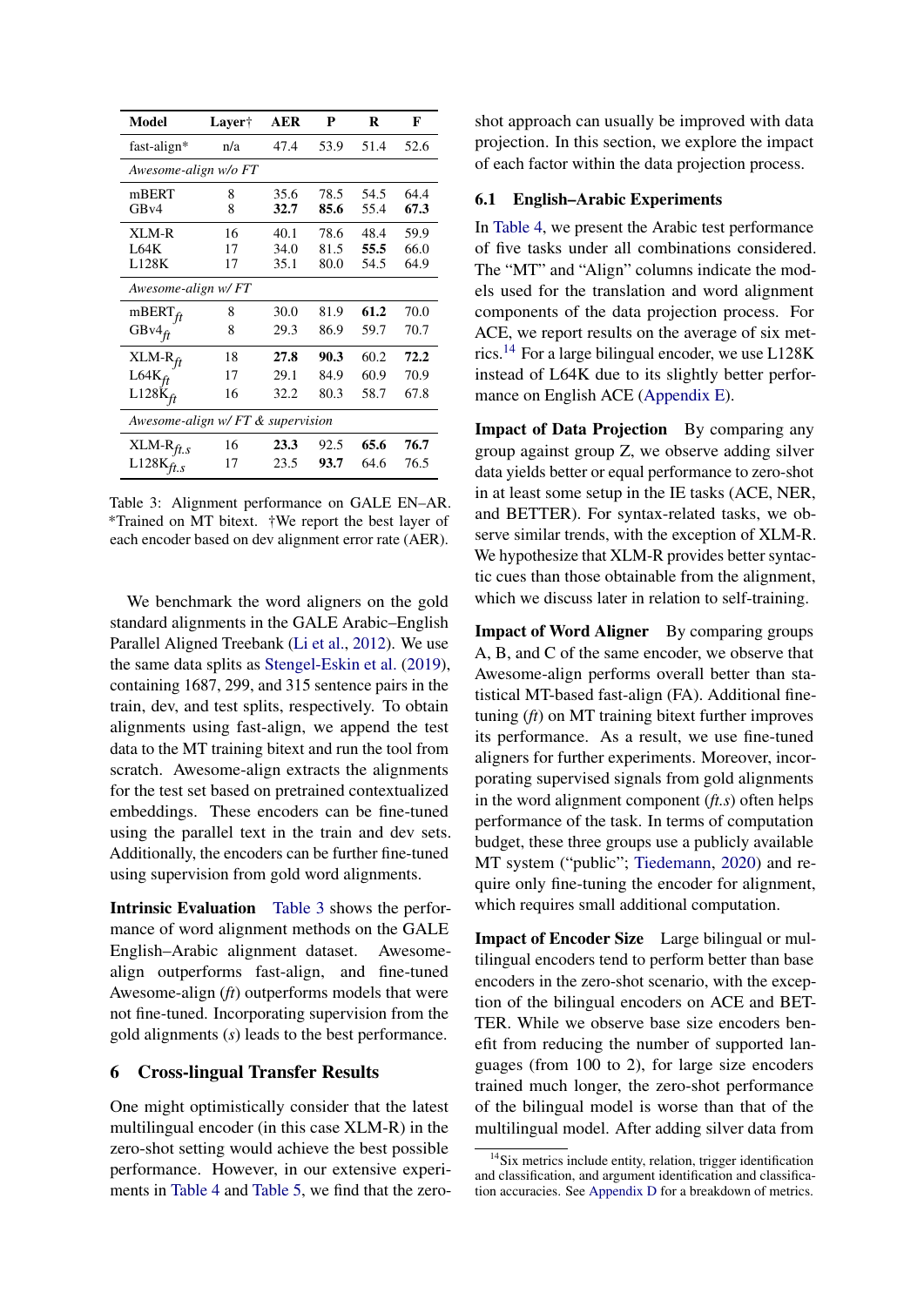| Model | Layer† | AER | P | R | F |
|---|---|---|---|---|---|
| fast-align* | n/a | 47.4 | 53.9 | 51.4 | 52.6 |
| *Awesome-align w/o FT* | | | | | |
| mBERT | 8 | 35.6 | 78.5 | 54.5 | 64.4 |
| GBv4 | 8 | **32.7** | **85.6** | 55.4 | **67.3** |
| XLM-R | 16 | 40.1 | 78.6 | 48.4 | 59.9 |
| L64K | 17 | 34.0 | 81.5 | **55.5** | 66.0 |
| L128K | 17 | 35.1 | 80.0 | 54.5 | 64.9 |
| *Awesome-align w/ FT* | | | | | |
| mBERT$_{ft}$ | 8 | 30.0 | 81.9 | **61.2** | 70.0 |
| GBv4$_{ft}$ | 8 | 29.3 | 86.9 | 59.7 | 70.7 |
| XLM-R$_{ft}$ | 18 | **27.8** | **90.3** | 60.2 | **72.2** |
| L64K$_{ft}$ | 17 | 29.1 | 84.9 | 60.9 | 70.9 |
| L128K$_{ft}$ | 16 | 32.2 | 80.3 | 58.7 | 67.8 |
| *Awesome-align w/ FT & supervision* | | | | | |
| XLM-R$_{ft.s}$ | 16 | **23.3** | 92.5 | **65.6** | **76.7** |
| L128K$_{ft.s}$ | 17 | 23.5 | **93.7** | 64.6 | 76.5 |

Table 3: Alignment performance on GALE EN–AR. *Trained on MT bitext. †We report the best layer of each encoder based on dev alignment error rate (AER).

We benchmark the word aligners on the gold standard alignments in the GALE Arabic–English Parallel Aligned Treebank (Li et al., 2012). We use the same data splits as Stengel-Eskin et al. (2019), containing 1687, 299, and 315 sentence pairs in the train, dev, and test splits, respectively. To obtain alignments using fast-align, we append the test data to the MT training bitext and run the tool from scratch. Awesome-align extracts the alignments for the test set based on pretrained contextualized embeddings. These encoders can be fine-tuned using the parallel text in the train and dev sets. Additionally, the encoders can be further fine-tuned using supervision from gold word alignments.

**Intrinsic Evaluation** Table 3 shows the performance of word alignment methods on the GALE English–Arabic alignment dataset. Awesome-align outperforms fast-align, and fine-tuned Awesome-align (*ft*) outperforms models that were not fine-tuned. Incorporating supervision from the gold alignments (*s*) leads to the best performance.

## 6 Cross-lingual Transfer Results

One might optimistically consider that the latest multilingual encoder (in this case XLM-R) in the zero-shot setting would achieve the best possible performance. However, in our extensive experiments in Table 4 and Table 5, we find that the zero-shot approach can usually be improved with data projection. In this section, we explore the impact of each factor within the data projection process.

### 6.1 English–Arabic Experiments

In Table 4, we present the Arabic test performance of five tasks under all combinations considered. The "MT" and "Align" columns indicate the models used for the translation and word alignment components of the data projection process. For ACE, we report results on the average of six metrics.[14] For a large bilingual encoder, we use L128K instead of L64K due to its slightly better performance on English ACE (Appendix E).

**Impact of Data Projection** By comparing any group against group Z, we observe adding silver data yields better or equal performance to zero-shot in at least some setup in the IE tasks (ACE, NER, and BETTER). For syntax-related tasks, we observe similar trends, with the exception of XLM-R. We hypothesize that XLM-R provides better syntactic cues than those obtainable from the alignment, which we discuss later in relation to self-training.

**Impact of Word Aligner** By comparing groups A, B, and C of the same encoder, we observe that Awesome-align performs overall better than statistical MT-based fast-align (FA). Additional fine-tuning (*ft*) on MT training bitext further improves its performance. As a result, we use fine-tuned aligners for further experiments. Moreover, incorporating supervised signals from gold alignments in the word alignment component (*ft.s*) often helps performance of the task. In terms of computation budget, these three groups use a publicly available MT system ("public"; Tiedemann, 2020) and require only fine-tuning the encoder for alignment, which requires small additional computation.

**Impact of Encoder Size** Large bilingual or multilingual encoders tend to perform better than base encoders in the zero-shot scenario, with the exception of the bilingual encoders on ACE and BETTER. While we observe base size encoders benefit from reducing the number of supported languages (from 100 to 2), for large size encoders trained much longer, the zero-shot performance of the bilingual model is worse than that of the multilingual model. After adding silver data from

[14] Six metrics include entity, relation, trigger identification and classification, and argument identification and classification accuracies. See Appendix D for a breakdown of metrics.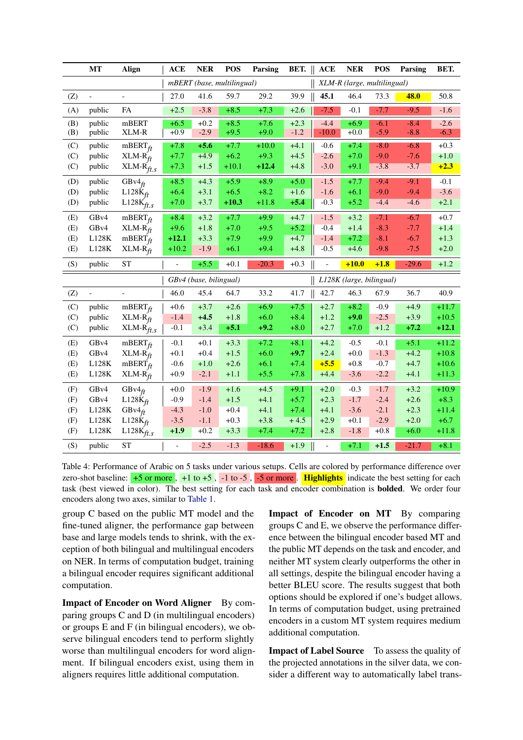|  | MT | Align | ACE | NER | POS | Parsing | BET. | ACE | NER | POS | Parsing | BET. |
|---|---|---|---|---|---|---|---|---|---|---|---|---|
|  |  |  | *mBERT (base, multilingual)* |  |  |  |  | *XLM-R (large, multilingual)* |  |  |  |  |
| (Z) | - | - | 27.0 | 41.6 | 59.7 | 29.2 | 39.9 | **45.1** | 46.4 | 73.3 | **48.0** | 50.8 |
| (A) | public | FA | +2.5 | -3.8 | +8.5 | +7.3 | +2.6 | -7.5 | -0.1 | -7.7 | -9.5 | -1.6 |
| (B) | public | mBERT | +6.5 | +0.2 | +8.5 | +7.6 | +2.3 | -4.4 | +6.9 | -6.1 | -8.4 | -2.6 |
| (B) | public | XLM-R | +0.9 | -2.9 | +9.5 | +9.0 | -1.2 | -10.0 | +0.0 | -5.9 | -8.8 | -6.3 |
| (C) | public | $\text{mBERT}_{ft}$ | +7.8 | **+5.6** | +7.7 | +10.0 | +4.1 | -0.6 | +7.4 | -8.0 | -6.8 | +0.3 |
| (C) | public | $\text{XLM-R}_{ft}$ | +7.7 | +4.9 | +6.2 | +9.3 | +4.5 | -2.6 | +7.0 | -9.0 | -7.6 | +1.0 |
| (C) | public | $\text{XLM-R}_{ft.s}$ | +7.3 | +1.5 | +10.1 | **+12.4** | +4.8 | -3.0 | +9.1 | -3.8 | -3.7 | **+2.3** |
| (D) | public | $\text{GBv4}_{ft}$ | +8.5 | +4.3 | +5.9 | +8.9 | +5.0 | -1.5 | +7.7 | -9.4 | -9.1 | -0.1 |
| (D) | public | $\text{L128K}_{ft}$ | +6.4 | +3.1 | +6.5 | +8.2 | +1.6 | -1.6 | +6.1 | -9.0 | -9.4 | -3.6 |
| (D) | public | $\text{L128K}_{ft.s}$ | +7.0 | +3.7 | **+10.3** | +11.8 | **+5.4** | -0.3 | +5.2 | -4.4 | -4.6 | +2.1 |
| (E) | GBv4 | $\text{mBERT}_{ft}$ | +8.4 | +3.2 | +7.7 | +9.9 | +4.7 | -1.5 | +3.2 | -7.1 | -6.7 | +0.7 |
| (E) | GBv4 | $\text{XLM-R}_{ft}$ | +9.6 | +1.8 | +7.0 | +9.5 | +5.2 | -0.4 | +1.4 | -8.3 | -7.7 | +1.4 |
| (E) | L128K | $\text{mBERT}_{ft}$ | **+12.1** | +3.3 | +7.9 | +9.9 | +4.7 | -1.4 | +7.2 | -8.1 | -6.7 | +1.3 |
| (E) | L128K | $\text{XLM-R}_{ft}$ | +10.2 | -1.9 | +6.1 | +9.4 | +4.8 | -0.5 | +4.6 | -9.8 | -7.5 | +2.0 |
| (S) | public | ST | - | +5.5 | +0.1 | -20.3 | +0.3 | - | **+10.0** | **+1.8** | -29.6 | +1.2 |
|  |  |  | *GBv4 (base, bilingual)* |  |  |  |  | *L128K (large, bilingual)* |  |  |  |  |
| (Z) | - | - | 46.0 | 45.4 | 64.7 | 33.2 | 41.7 | 42.7 | 46.3 | 67.9 | 36.7 | 40.9 |
| (C) | public | $\text{mBERT}_{ft}$ | +0.6 | +3.7 | +2.6 | +6.9 | +7.5 | +2.7 | +8.2 | -0.9 | +4.9 | +11.7 |
| (C) | public | $\text{XLM-R}_{ft}$ | -1.4 | **+4.5** | +1.8 | +6.0 | +8.4 | +1.2 | **+9.0** | -2.5 | +3.9 | +10.5 |
| (C) | public | $\text{XLM-R}_{ft.s}$ | -0.1 | +3.4 | **+5.1** | **+9.2** | +8.0 | +2.7 | +7.0 | +1.2 | **+7.2** | **+12.1** |
| (E) | GBv4 | $\text{mBERT}_{ft}$ | -0.1 | +0.1 | +3.3 | +7.2 | +8.1 | +4.2 | -0.5 | -0.1 | +5.1 | +11.2 |
| (E) | GBv4 | $\text{XLM-R}_{ft}$ | +0.1 | +0.4 | +1.5 | +6.0 | **+9.7** | +2.4 | +0.0 | -1.3 | +4.2 | +10.8 |
| (E) | L128K | $\text{mBERT}_{ft}$ | -0.6 | +1.0 | +2.6 | +6.1 | +7.4 | **+5.5** | +0.8 | -0.7 | +4.7 | +10.6 |
| (E) | L128K | $\text{XLM-R}_{ft}$ | +0.9 | -2.1 | +1.1 | +5.5 | +7.8 | +4.4 | -3.6 | -2.2 | +4.1 | +11.3 |
| (F) | GBv4 | $\text{GBv4}_{ft}$ | +0.0 | -1.9 | +1.6 | +4.5 | +9.1 | +2.0 | -0.3 | -1.7 | +3.2 | +10.9 |
| (F) | GBv4 | $\text{L128K}_{ft}$ | -0.9 | -1.4 | +1.5 | +4.1 | +5.7 | +2.3 | -1.7 | -2.4 | +2.6 | +8.3 |
| (F) | L128K | $\text{GBv4}_{ft}$ | -4.3 | -1.0 | +0.4 | +4.1 | +7.4 | +4.1 | -3.6 | -2.1 | +2.3 | +11.4 |
| (F) | L128K | $\text{L128K}_{ft}$ | -3.5 | -1.1 | +0.3 | +3.8 | + 4.5 | +2.9 | +0.1 | -2.9 | +2.0 | +6.7 |
| (F) | L128K | $\text{L128K}_{ft.s}$ | **+1.9** | +0.2 | +3.3 | +7.4 | +7.2 | +2.8 | -1.8 | +0.8 | +6.0 | +11.8 |
| (S) | public | ST | - | -2.5 | -1.3 | -18.6 | +1.9 | - | +7.1 | **+1.5** | -21.7 | +8.1 |

Table 4: Performance of Arabic on 5 tasks under various setups. Cells are colored by performance difference over zero-shot baseline: +5 or more, +1 to +5, -1 to -5, -5 or more. Highlights indicate the best setting for each task (best viewed in color). The best setting for each task and encoder combination is **bolded**. We order four encoders along two axes, similar to Table 1.

group C based on the public MT model and the fine-tuned aligner, the performance gap between base and large models tends to shrink, with the exception of both bilingual and multilingual encoders on NER. In terms of computation budget, training a bilingual encoder requires significant additional computation.

**Impact of Encoder on Word Aligner** By comparing groups C and D (in multilingual encoders) or groups E and F (in bilingual encoders), we observe bilingual encoders tend to perform slightly worse than multilingual encoders for word alignment. If bilingual encoders exist, using them in aligners requires little additional computation.

**Impact of Encoder on MT** By comparing groups C and E, we observe the performance difference between the bilingual encoder based MT and the public MT depends on the task and encoder, and neither MT system clearly outperforms the other in all settings, despite the bilingual encoder having a better BLEU score. The results suggest that both options should be explored if one's budget allows. In terms of computation budget, using pretrained encoders in a custom MT system requires medium additional computation.

**Impact of Label Source** To assess the quality of the projected annotations in the silver data, we consider a different way to automatically label trans-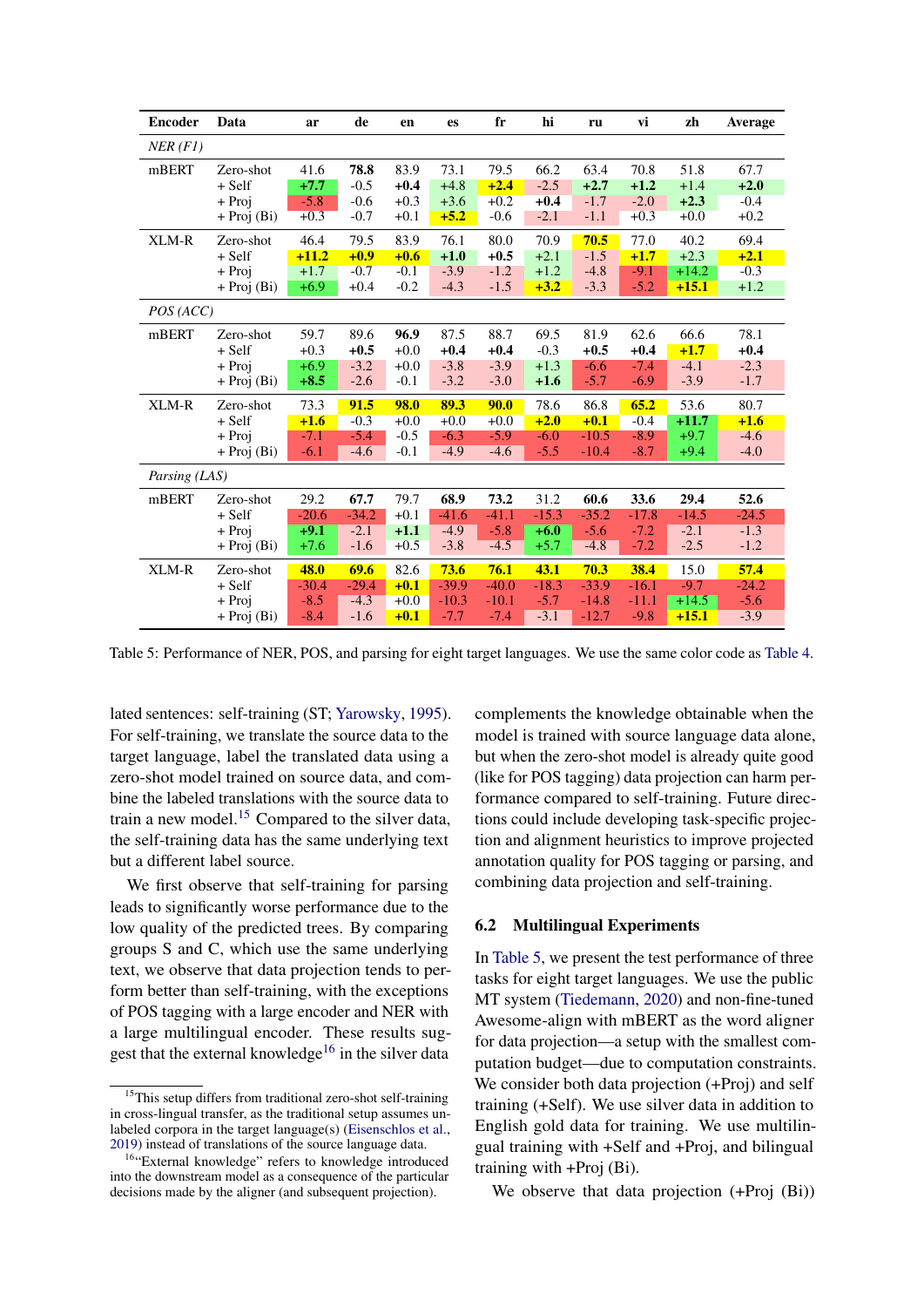| Encoder | Data | ar | de | en | es | fr | hi | ru | vi | zh | Average |
|---|---|---|---|---|---|---|---|---|---|---|---|
| *NER (F1)* | | | | | | | | | | | |
| mBERT | Zero-shot | 41.6 | **78.8** | 83.9 | 73.1 | 79.5 | 66.2 | 63.4 | 70.8 | 51.8 | 67.7 |
| | + Self | **+7.7** | -0.5 | **+0.4** | +4.8 | **+2.4** | -2.5 | **+2.7** | **+1.2** | +1.4 | **+2.0** |
| | + Proj | -5.8 | -0.6 | +0.3 | +3.6 | +0.2 | **+0.4** | -1.7 | -2.0 | **+2.3** | -0.4 |
| | + Proj (Bi) | +0.3 | -0.7 | +0.1 | **+5.2** | -0.6 | -2.1 | -1.1 | +0.3 | +0.0 | +0.2 |
| XLM-R | Zero-shot | 46.4 | 79.5 | 83.9 | 76.1 | 80.0 | 70.9 | **70.5** | 77.0 | 40.2 | 69.4 |
| | + Self | **+11.2** | **+0.9** | **+0.6** | **+1.0** | **+0.5** | +2.1 | -1.5 | **+1.7** | +2.3 | **+2.1** |
| | + Proj | +1.7 | -0.7 | -0.1 | -3.9 | -1.2 | +1.2 | -4.8 | -9.1 | +14.2 | -0.3 |
| | + Proj (Bi) | +6.9 | +0.4 | -0.2 | -4.3 | -1.5 | **+3.2** | -3.3 | -5.2 | **+15.1** | +1.2 |
| *POS (ACC)* | | | | | | | | | | | |
| mBERT | Zero-shot | 59.7 | 89.6 | **96.9** | 87.5 | 88.7 | 69.5 | 81.9 | 62.6 | 66.6 | 78.1 |
| | + Self | +0.3 | **+0.5** | +0.0 | **+0.4** | **+0.4** | -0.3 | **+0.5** | **+0.4** | **+1.7** | **+0.4** |
| | + Proj | +6.9 | -3.2 | +0.0 | -3.8 | -3.9 | +1.3 | -6.6 | -7.4 | -4.1 | -2.3 |
| | + Proj (Bi) | **+8.5** | -2.6 | -0.1 | -3.2 | -3.0 | **+1.6** | -5.7 | -6.9 | -3.9 | -1.7 |
| XLM-R | Zero-shot | 73.3 | **91.5** | **98.0** | **89.3** | **90.0** | 78.6 | 86.8 | **65.2** | 53.6 | 80.7 |
| | + Self | **+1.6** | -0.3 | +0.0 | +0.0 | +0.0 | **+2.0** | **+0.1** | -0.4 | **+11.7** | **+1.6** |
| | + Proj | -7.1 | -5.4 | -0.5 | -6.3 | -5.9 | -6.0 | -10.5 | -8.9 | +9.7 | -4.6 |
| | + Proj (Bi) | -6.1 | -4.6 | -0.1 | -4.9 | -4.6 | -5.5 | -10.4 | -8.7 | +9.4 | -4.0 |
| *Parsing (LAS)* | | | | | | | | | | | |
| mBERT | Zero-shot | 29.2 | **67.7** | 79.7 | **68.9** | **73.2** | 31.2 | **60.6** | **33.6** | **29.4** | **52.6** |
| | + Self | -20.6 | -34.2 | +0.1 | -41.6 | -41.1 | -15.3 | -35.2 | -17.8 | -14.5 | -24.5 |
| | + Proj | **+9.1** | -2.1 | **+1.1** | -4.9 | -5.8 | **+6.0** | -5.6 | -7.2 | -2.1 | -1.3 |
| | + Proj (Bi) | +7.6 | -1.6 | +0.5 | -3.8 | -4.5 | +5.7 | -4.8 | -7.2 | -2.5 | -1.2 |
| XLM-R | Zero-shot | **48.0** | **69.6** | 82.6 | **73.6** | **76.1** | **43.1** | **70.3** | **38.4** | 15.0 | **57.4** |
| | + Self | -30.4 | -29.4 | **+0.1** | -39.9 | -40.0 | -18.3 | -33.9 | -16.1 | -9.7 | -24.2 |
| | + Proj | -8.5 | -4.3 | +0.0 | -10.3 | -10.1 | -5.7 | -14.8 | -11.1 | +14.5 | -5.6 |
| | + Proj (Bi) | -8.4 | -1.6 | **+0.1** | -7.7 | -7.4 | -3.1 | -12.7 | -9.8 | **+15.1** | -3.9 |

Table 5: Performance of NER, POS, and parsing for eight target languages. We use the same color code as Table 4.

lated sentences: self-training (ST; Yarowsky, 1995). For self-training, we translate the source data to the target language, label the translated data using a zero-shot model trained on source data, and combine the labeled translations with the source data to train a new model.[15] Compared to the silver data, the self-training data has the same underlying text but a different label source.

We first observe that self-training for parsing leads to significantly worse performance due to the low quality of the predicted trees. By comparing groups S and C, which use the same underlying text, we observe that data projection tends to perform better than self-training, with the exceptions of POS tagging with a large encoder and NER with a large multilingual encoder. These results suggest that the external knowledge[16] in the silver data complements the knowledge obtainable when the model is trained with source language data alone, but when the zero-shot model is already quite good (like for POS tagging) data projection can harm performance compared to self-training. Future directions could include developing task-specific projection and alignment heuristics to improve projected annotation quality for POS tagging or parsing, and combining data projection and self-training.

## 6.2 Multilingual Experiments

In Table 5, we present the test performance of three tasks for eight target languages. We use the public MT system (Tiedemann, 2020) and non-fine-tuned Awesome-align with mBERT as the word aligner for data projection—a setup with the smallest computation budget—due to computation constraints. We consider both data projection (+Proj) and self training (+Self). We use silver data in addition to English gold data for training. We use multilingual training with +Self and +Proj, and bilingual training with +Proj (Bi).

We observe that data projection (+Proj (Bi))

[15] This setup differs from traditional zero-shot self-training in cross-lingual transfer, as the traditional setup assumes unlabeled corpora in the target language(s) (Eisenschlos et al., 2019) instead of translations of the source language data.

[16] "External knowledge" refers to knowledge introduced into the downstream model as a consequence of the particular decisions made by the aligner (and subsequent projection).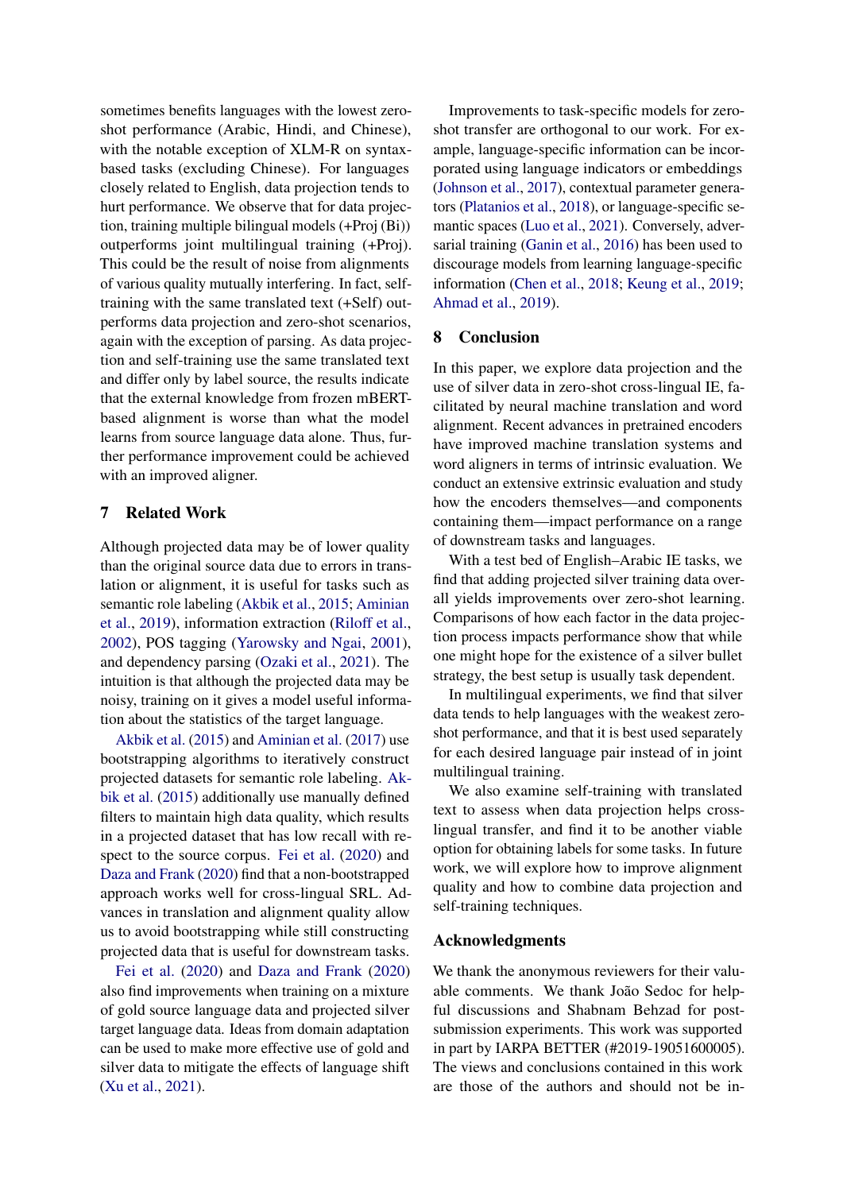sometimes benefits languages with the lowest zero-shot performance (Arabic, Hindi, and Chinese), with the notable exception of XLM-R on syntax-based tasks (excluding Chinese). For languages closely related to English, data projection tends to hurt performance. We observe that for data projection, training multiple bilingual models (+Proj (Bi)) outperforms joint multilingual training (+Proj). This could be the result of noise from alignments of various quality mutually interfering. In fact, self-training with the same translated text (+Self) outperforms data projection and zero-shot scenarios, again with the exception of parsing. As data projection and self-training use the same translated text and differ only by label source, the results indicate that the external knowledge from frozen mBERT-based alignment is worse than what the model learns from source language data alone. Thus, further performance improvement could be achieved with an improved aligner.

## 7 Related Work

Although projected data may be of lower quality than the original source data due to errors in translation or alignment, it is useful for tasks such as semantic role labeling (Akbik et al., 2015; Aminian et al., 2019), information extraction (Riloff et al., 2002), POS tagging (Yarowsky and Ngai, 2001), and dependency parsing (Ozaki et al., 2021). The intuition is that although the projected data may be noisy, training on it gives a model useful information about the statistics of the target language.

Akbik et al. (2015) and Aminian et al. (2017) use bootstrapping algorithms to iteratively construct projected datasets for semantic role labeling. Akbik et al. (2015) additionally use manually defined filters to maintain high data quality, which results in a projected dataset that has low recall with respect to the source corpus. Fei et al. (2020) and Daza and Frank (2020) find that a non-bootstrapped approach works well for cross-lingual SRL. Advances in translation and alignment quality allow us to avoid bootstrapping while still constructing projected data that is useful for downstream tasks.

Fei et al. (2020) and Daza and Frank (2020) also find improvements when training on a mixture of gold source language data and projected silver target language data. Ideas from domain adaptation can be used to make more effective use of gold and silver data to mitigate the effects of language shift (Xu et al., 2021).

Improvements to task-specific models for zero-shot transfer are orthogonal to our work. For example, language-specific information can be incorporated using language indicators or embeddings (Johnson et al., 2017), contextual parameter generators (Platanios et al., 2018), or language-specific semantic spaces (Luo et al., 2021). Conversely, adversarial training (Ganin et al., 2016) has been used to discourage models from learning language-specific information (Chen et al., 2018; Keung et al., 2019; Ahmad et al., 2019).

## 8 Conclusion

In this paper, we explore data projection and the use of silver data in zero-shot cross-lingual IE, facilitated by neural machine translation and word alignment. Recent advances in pretrained encoders have improved machine translation systems and word aligners in terms of intrinsic evaluation. We conduct an extensive extrinsic evaluation and study how the encoders themselves—and components containing them—impact performance on a range of downstream tasks and languages.

With a test bed of English–Arabic IE tasks, we find that adding projected silver training data overall yields improvements over zero-shot learning. Comparisons of how each factor in the data projection process impacts performance show that while one might hope for the existence of a silver bullet strategy, the best setup is usually task dependent.

In multilingual experiments, we find that silver data tends to help languages with the weakest zero-shot performance, and that it is best used separately for each desired language pair instead of in joint multilingual training.

We also examine self-training with translated text to assess when data projection helps cross-lingual transfer, and find it to be another viable option for obtaining labels for some tasks. In future work, we will explore how to improve alignment quality and how to combine data projection and self-training techniques.

## Acknowledgments

We thank the anonymous reviewers for their valuable comments. We thank João Sedoc for helpful discussions and Shabnam Behzad for post-submission experiments. This work was supported in part by IARPA BETTER (#2019-19051600005). The views and conclusions contained in this work are those of the authors and should not be in-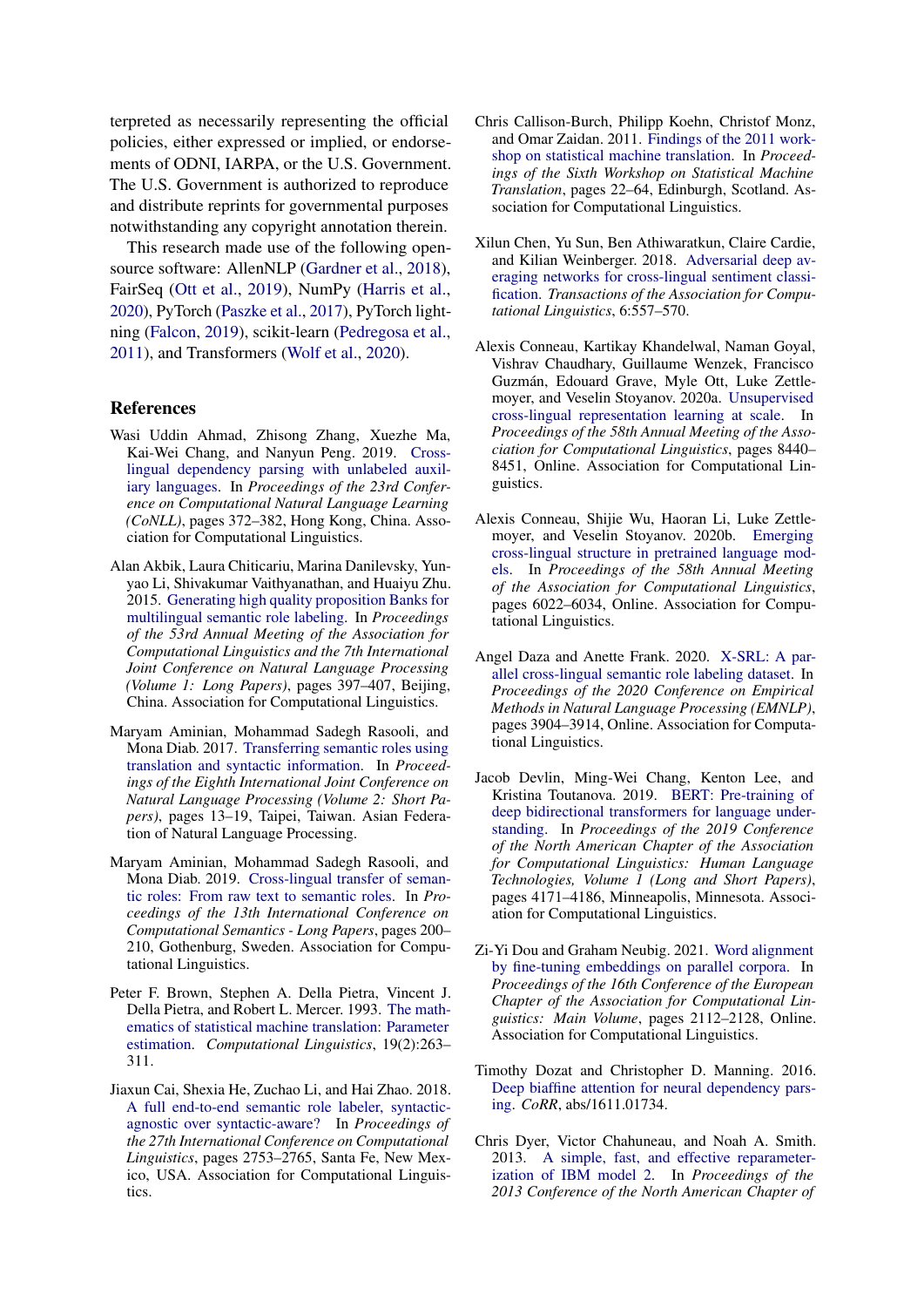terpreted as necessarily representing the official policies, either expressed or implied, or endorsements of ODNI, IARPA, or the U.S. Government. The U.S. Government is authorized to reproduce and distribute reprints for governmental purposes notwithstanding any copyright annotation therein.

This research made use of the following open-source software: AllenNLP (Gardner et al., 2018), FairSeq (Ott et al., 2019), NumPy (Harris et al., 2020), PyTorch (Paszke et al., 2017), PyTorch lightning (Falcon, 2019), scikit-learn (Pedregosa et al., 2011), and Transformers (Wolf et al., 2020).

## References

Wasi Uddin Ahmad, Zhisong Zhang, Xuezhe Ma, Kai-Wei Chang, and Nanyun Peng. 2019. Cross-lingual dependency parsing with unlabeled auxiliary languages. In *Proceedings of the 23rd Conference on Computational Natural Language Learning (CoNLL)*, pages 372–382, Hong Kong, China. Association for Computational Linguistics.

Alan Akbik, Laura Chiticariu, Marina Danilevsky, Yunyao Li, Shivakumar Vaithyanathan, and Huaiyu Zhu. 2015. Generating high quality proposition Banks for multilingual semantic role labeling. In *Proceedings of the 53rd Annual Meeting of the Association for Computational Linguistics and the 7th International Joint Conference on Natural Language Processing (Volume 1: Long Papers)*, pages 397–407, Beijing, China. Association for Computational Linguistics.

Maryam Aminian, Mohammad Sadegh Rasooli, and Mona Diab. 2017. Transferring semantic roles using translation and syntactic information. In *Proceedings of the Eighth International Joint Conference on Natural Language Processing (Volume 2: Short Papers)*, pages 13–19, Taipei, Taiwan. Asian Federation of Natural Language Processing.

Maryam Aminian, Mohammad Sadegh Rasooli, and Mona Diab. 2019. Cross-lingual transfer of semantic roles: From raw text to semantic roles. In *Proceedings of the 13th International Conference on Computational Semantics - Long Papers*, pages 200–210, Gothenburg, Sweden. Association for Computational Linguistics.

Peter F. Brown, Stephen A. Della Pietra, Vincent J. Della Pietra, and Robert L. Mercer. 1993. The mathematics of statistical machine translation: Parameter estimation. *Computational Linguistics*, 19(2):263–311.

Jiaxun Cai, Shexia He, Zuchao Li, and Hai Zhao. 2018. A full end-to-end semantic role labeler, syntactic-agnostic over syntactic-aware? In *Proceedings of the 27th International Conference on Computational Linguistics*, pages 2753–2765, Santa Fe, New Mexico, USA. Association for Computational Linguistics.

Chris Callison-Burch, Philipp Koehn, Christof Monz, and Omar Zaidan. 2011. Findings of the 2011 workshop on statistical machine translation. In *Proceedings of the Sixth Workshop on Statistical Machine Translation*, pages 22–64, Edinburgh, Scotland. Association for Computational Linguistics.

Xilun Chen, Yu Sun, Ben Athiwaratkun, Claire Cardie, and Kilian Weinberger. 2018. Adversarial deep averaging networks for cross-lingual sentiment classification. *Transactions of the Association for Computational Linguistics*, 6:557–570.

Alexis Conneau, Kartikay Khandelwal, Naman Goyal, Vishrav Chaudhary, Guillaume Wenzek, Francisco Guzmán, Edouard Grave, Myle Ott, Luke Zettlemoyer, and Veselin Stoyanov. 2020a. Unsupervised cross-lingual representation learning at scale. In *Proceedings of the 58th Annual Meeting of the Association for Computational Linguistics*, pages 8440–8451, Online. Association for Computational Linguistics.

Alexis Conneau, Shijie Wu, Haoran Li, Luke Zettlemoyer, and Veselin Stoyanov. 2020b. Emerging cross-lingual structure in pretrained language models. In *Proceedings of the 58th Annual Meeting of the Association for Computational Linguistics*, pages 6022–6034, Online. Association for Computational Linguistics.

Angel Daza and Anette Frank. 2020. X-SRL: A parallel cross-lingual semantic role labeling dataset. In *Proceedings of the 2020 Conference on Empirical Methods in Natural Language Processing (EMNLP)*, pages 3904–3914, Online. Association for Computational Linguistics.

Jacob Devlin, Ming-Wei Chang, Kenton Lee, and Kristina Toutanova. 2019. BERT: Pre-training of deep bidirectional transformers for language understanding. In *Proceedings of the 2019 Conference of the North American Chapter of the Association for Computational Linguistics: Human Language Technologies, Volume 1 (Long and Short Papers)*, pages 4171–4186, Minneapolis, Minnesota. Association for Computational Linguistics.

Zi-Yi Dou and Graham Neubig. 2021. Word alignment by fine-tuning embeddings on parallel corpora. In *Proceedings of the 16th Conference of the European Chapter of the Association for Computational Linguistics: Main Volume*, pages 2112–2128, Online. Association for Computational Linguistics.

Timothy Dozat and Christopher D. Manning. 2016. Deep biaffine attention for neural dependency parsing. *CoRR*, abs/1611.01734.

Chris Dyer, Victor Chahuneau, and Noah A. Smith. 2013. A simple, fast, and effective reparameterization of IBM model 2. In *Proceedings of the 2013 Conference of the North American Chapter of*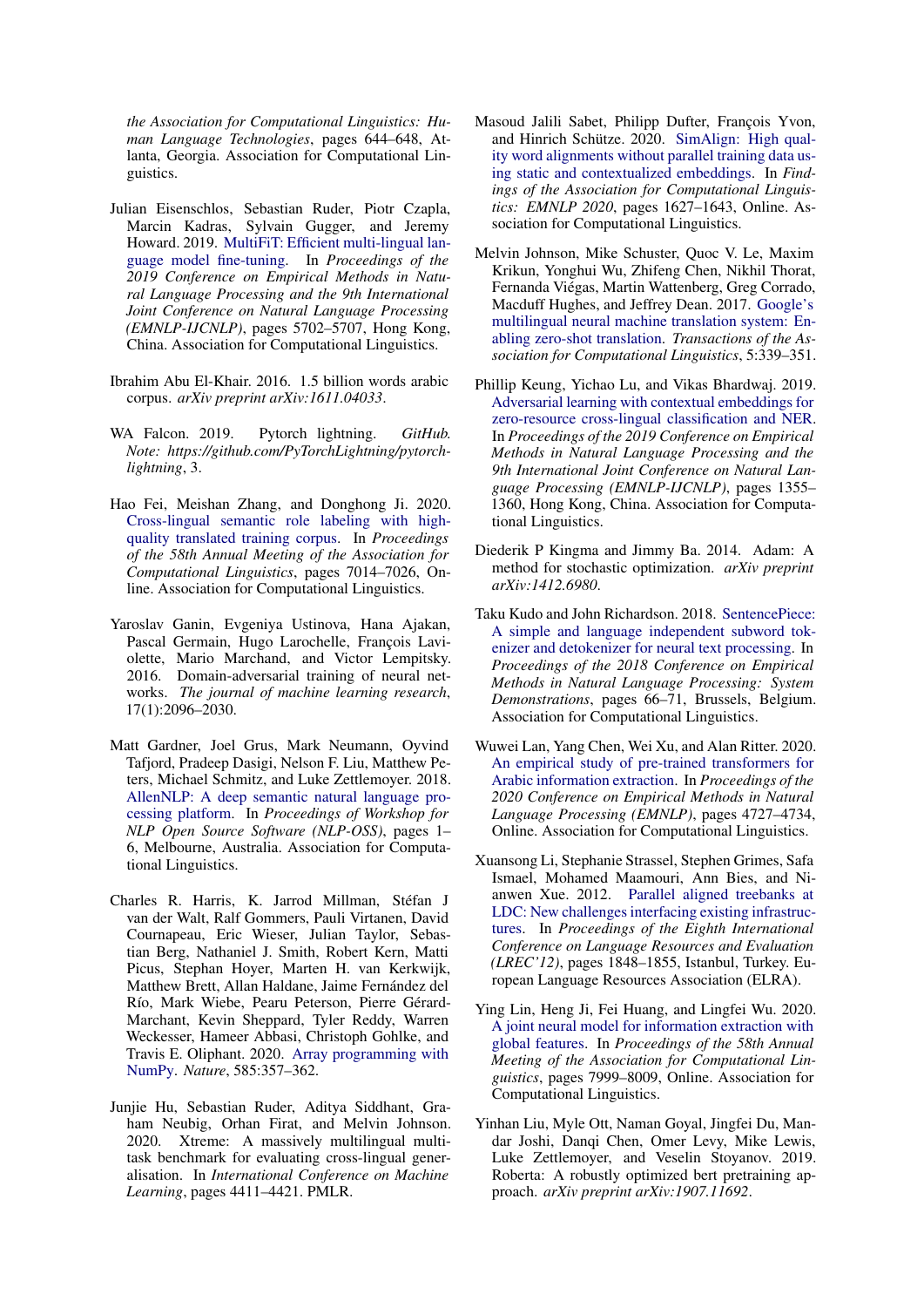the Association for Computational Linguistics: Human Language Technologies, pages 644–648, Atlanta, Georgia. Association for Computational Linguistics.

Julian Eisenschlos, Sebastian Ruder, Piotr Czapla, Marcin Kadras, Sylvain Gugger, and Jeremy Howard. 2019. MultiFiT: Efficient multi-lingual language model fine-tuning. In *Proceedings of the 2019 Conference on Empirical Methods in Natural Language Processing and the 9th International Joint Conference on Natural Language Processing (EMNLP-IJCNLP)*, pages 5702–5707, Hong Kong, China. Association for Computational Linguistics.

Ibrahim Abu El-Khair. 2016. 1.5 billion words arabic corpus. *arXiv preprint arXiv:1611.04033*.

WA Falcon. 2019. Pytorch lightning. *GitHub. Note: https://github.com/PyTorchLightning/pytorch-lightning*, 3.

Hao Fei, Meishan Zhang, and Donghong Ji. 2020. Cross-lingual semantic role labeling with high-quality translated training corpus. In *Proceedings of the 58th Annual Meeting of the Association for Computational Linguistics*, pages 7014–7026, Online. Association for Computational Linguistics.

Yaroslav Ganin, Evgeniya Ustinova, Hana Ajakan, Pascal Germain, Hugo Larochelle, François Laviolette, Mario Marchand, and Victor Lempitsky. 2016. Domain-adversarial training of neural networks. *The journal of machine learning research*, 17(1):2096–2030.

Matt Gardner, Joel Grus, Mark Neumann, Oyvind Tafjord, Pradeep Dasigi, Nelson F. Liu, Matthew Peters, Michael Schmitz, and Luke Zettlemoyer. 2018. AllenNLP: A deep semantic natural language processing platform. In *Proceedings of Workshop for NLP Open Source Software (NLP-OSS)*, pages 1–6, Melbourne, Australia. Association for Computational Linguistics.

Charles R. Harris, K. Jarrod Millman, Stéfan J van der Walt, Ralf Gommers, Pauli Virtanen, David Cournapeau, Eric Wieser, Julian Taylor, Sebastian Berg, Nathaniel J. Smith, Robert Kern, Matti Picus, Stephan Hoyer, Marten H. van Kerkwijk, Matthew Brett, Allan Haldane, Jaime Fernández del Río, Mark Wiebe, Pearu Peterson, Pierre Gérard-Marchant, Kevin Sheppard, Tyler Reddy, Warren Weckesser, Hameer Abbasi, Christoph Gohlke, and Travis E. Oliphant. 2020. Array programming with NumPy. *Nature*, 585:357–362.

Junjie Hu, Sebastian Ruder, Aditya Siddhant, Graham Neubig, Orhan Firat, and Melvin Johnson. 2020. Xtreme: A massively multilingual multi-task benchmark for evaluating cross-lingual generalisation. In *International Conference on Machine Learning*, pages 4411–4421. PMLR.

Masoud Jalili Sabet, Philipp Dufter, François Yvon, and Hinrich Schütze. 2020. SimAlign: High quality word alignments without parallel training data using static and contextualized embeddings. In *Findings of the Association for Computational Linguistics: EMNLP 2020*, pages 1627–1643, Online. Association for Computational Linguistics.

Melvin Johnson, Mike Schuster, Quoc V. Le, Maxim Krikun, Yonghui Wu, Zhifeng Chen, Nikhil Thorat, Fernanda Viégas, Martin Wattenberg, Greg Corrado, Macduff Hughes, and Jeffrey Dean. 2017. Google's multilingual neural machine translation system: Enabling zero-shot translation. *Transactions of the Association for Computational Linguistics*, 5:339–351.

Phillip Keung, Yichao Lu, and Vikas Bhardwaj. 2019. Adversarial learning with contextual embeddings for zero-resource cross-lingual classification and NER. In *Proceedings of the 2019 Conference on Empirical Methods in Natural Language Processing and the 9th International Joint Conference on Natural Language Processing (EMNLP-IJCNLP)*, pages 1355–1360, Hong Kong, China. Association for Computational Linguistics.

Diederik P Kingma and Jimmy Ba. 2014. Adam: A method for stochastic optimization. *arXiv preprint arXiv:1412.6980*.

Taku Kudo and John Richardson. 2018. SentencePiece: A simple and language independent subword tokenizer and detokenizer for neural text processing. In *Proceedings of the 2018 Conference on Empirical Methods in Natural Language Processing: System Demonstrations*, pages 66–71, Brussels, Belgium. Association for Computational Linguistics.

Wuwei Lan, Yang Chen, Wei Xu, and Alan Ritter. 2020. An empirical study of pre-trained transformers for Arabic information extraction. In *Proceedings of the 2020 Conference on Empirical Methods in Natural Language Processing (EMNLP)*, pages 4727–4734, Online. Association for Computational Linguistics.

Xuansong Li, Stephanie Strassel, Stephen Grimes, Safa Ismael, Mohamed Maamouri, Ann Bies, and Nianwen Xue. 2012. Parallel aligned treebanks at LDC: New challenges interfacing existing infrastructures. In *Proceedings of the Eighth International Conference on Language Resources and Evaluation (LREC'12)*, pages 1848–1855, Istanbul, Turkey. European Language Resources Association (ELRA).

Ying Lin, Heng Ji, Fei Huang, and Lingfei Wu. 2020. A joint neural model for information extraction with global features. In *Proceedings of the 58th Annual Meeting of the Association for Computational Linguistics*, pages 7999–8009, Online. Association for Computational Linguistics.

Yinhan Liu, Myle Ott, Naman Goyal, Jingfei Du, Mandar Joshi, Danqi Chen, Omer Levy, Mike Lewis, Luke Zettlemoyer, and Veselin Stoyanov. 2019. Roberta: A robustly optimized bert pretraining approach. *arXiv preprint arXiv:1907.11692*.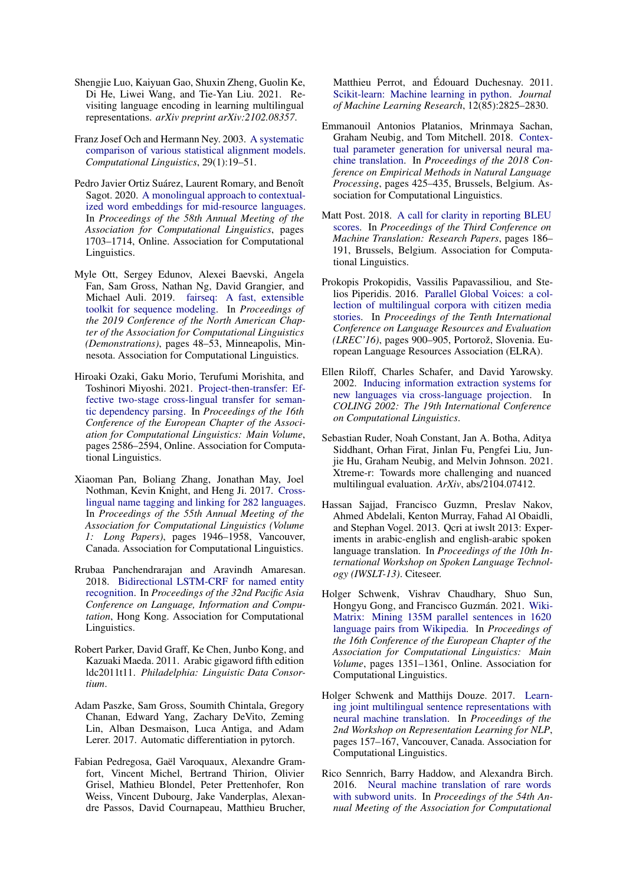Shengjie Luo, Kaiyuan Gao, Shuxin Zheng, Guolin Ke, Di He, Liwei Wang, and Tie-Yan Liu. 2021. Revisiting language encoding in learning multilingual representations. *arXiv preprint arXiv:2102.08357*.

Franz Josef Och and Hermann Ney. 2003. A systematic comparison of various statistical alignment models. *Computational Linguistics*, 29(1):19–51.

Pedro Javier Ortiz Suárez, Laurent Romary, and Benoît Sagot. 2020. A monolingual approach to contextualized word embeddings for mid-resource languages. In *Proceedings of the 58th Annual Meeting of the Association for Computational Linguistics*, pages 1703–1714, Online. Association for Computational Linguistics.

Myle Ott, Sergey Edunov, Alexei Baevski, Angela Fan, Sam Gross, Nathan Ng, David Grangier, and Michael Auli. 2019. fairseq: A fast, extensible toolkit for sequence modeling. In *Proceedings of the 2019 Conference of the North American Chapter of the Association for Computational Linguistics (Demonstrations)*, pages 48–53, Minneapolis, Minnesota. Association for Computational Linguistics.

Hiroaki Ozaki, Gaku Morio, Terufumi Morishita, and Toshinori Miyoshi. 2021. Project-then-transfer: Effective two-stage cross-lingual transfer for semantic dependency parsing. In *Proceedings of the 16th Conference of the European Chapter of the Association for Computational Linguistics: Main Volume*, pages 2586–2594, Online. Association for Computational Linguistics.

Xiaoman Pan, Boliang Zhang, Jonathan May, Joel Nothman, Kevin Knight, and Heng Ji. 2017. Cross-lingual name tagging and linking for 282 languages. In *Proceedings of the 55th Annual Meeting of the Association for Computational Linguistics (Volume 1: Long Papers)*, pages 1946–1958, Vancouver, Canada. Association for Computational Linguistics.

Rrubaa Panchendrarajan and Aravindh Amaresan. 2018. Bidirectional LSTM-CRF for named entity recognition. In *Proceedings of the 32nd Pacific Asia Conference on Language, Information and Computation*, Hong Kong. Association for Computational Linguistics.

Robert Parker, David Graff, Ke Chen, Junbo Kong, and Kazuaki Maeda. 2011. Arabic gigaword fifth edition ldc2011t11. *Philadelphia: Linguistic Data Consortium*.

Adam Paszke, Sam Gross, Soumith Chintala, Gregory Chanan, Edward Yang, Zachary DeVito, Zeming Lin, Alban Desmaison, Luca Antiga, and Adam Lerer. 2017. Automatic differentiation in pytorch.

Fabian Pedregosa, Gaël Varoquaux, Alexandre Gramfort, Vincent Michel, Bertrand Thirion, Olivier Grisel, Mathieu Blondel, Peter Prettenhofer, Ron Weiss, Vincent Dubourg, Jake Vanderplas, Alexandre Passos, David Cournapeau, Matthieu Brucher, Matthieu Perrot, and Édouard Duchesnay. 2011. Scikit-learn: Machine learning in python. *Journal of Machine Learning Research*, 12(85):2825–2830.

Emmanouil Antonios Platanios, Mrinmaya Sachan, Graham Neubig, and Tom Mitchell. 2018. Contextual parameter generation for universal neural machine translation. In *Proceedings of the 2018 Conference on Empirical Methods in Natural Language Processing*, pages 425–435, Brussels, Belgium. Association for Computational Linguistics.

Matt Post. 2018. A call for clarity in reporting BLEU scores. In *Proceedings of the Third Conference on Machine Translation: Research Papers*, pages 186–191, Brussels, Belgium. Association for Computational Linguistics.

Prokopis Prokopidis, Vassilis Papavassiliou, and Stelios Piperidis. 2016. Parallel Global Voices: a collection of multilingual corpora with citizen media stories. In *Proceedings of the Tenth International Conference on Language Resources and Evaluation (LREC'16)*, pages 900–905, Portorož, Slovenia. European Language Resources Association (ELRA).

Ellen Riloff, Charles Schafer, and David Yarowsky. 2002. Inducing information extraction systems for new languages via cross-language projection. In *COLING 2002: The 19th International Conference on Computational Linguistics*.

Sebastian Ruder, Noah Constant, Jan A. Botha, Aditya Siddhant, Orhan Firat, Jinlan Fu, Pengfei Liu, Junjie Hu, Graham Neubig, and Melvin Johnson. 2021. Xtreme-r: Towards more challenging and nuanced multilingual evaluation. *ArXiv*, abs/2104.07412.

Hassan Sajjad, Francisco Guzmn, Preslav Nakov, Ahmed Abdelali, Kenton Murray, Fahad Al Obaidli, and Stephan Vogel. 2013. Qcri at iwslt 2013: Experiments in arabic-english and english-arabic spoken language translation. In *Proceedings of the 10th International Workshop on Spoken Language Technology (IWSLT-13)*. Citeseer.

Holger Schwenk, Vishrav Chaudhary, Shuo Sun, Hongyu Gong, and Francisco Guzmán. 2021. WikiMatrix: Mining 135M parallel sentences in 1620 language pairs from Wikipedia. In *Proceedings of the 16th Conference of the European Chapter of the Association for Computational Linguistics: Main Volume*, pages 1351–1361, Online. Association for Computational Linguistics.

Holger Schwenk and Matthijs Douze. 2017. Learning joint multilingual sentence representations with neural machine translation. In *Proceedings of the 2nd Workshop on Representation Learning for NLP*, pages 157–167, Vancouver, Canada. Association for Computational Linguistics.

Rico Sennrich, Barry Haddow, and Alexandra Birch. 2016. Neural machine translation of rare words with subword units. In *Proceedings of the 54th Annual Meeting of the Association for Computational*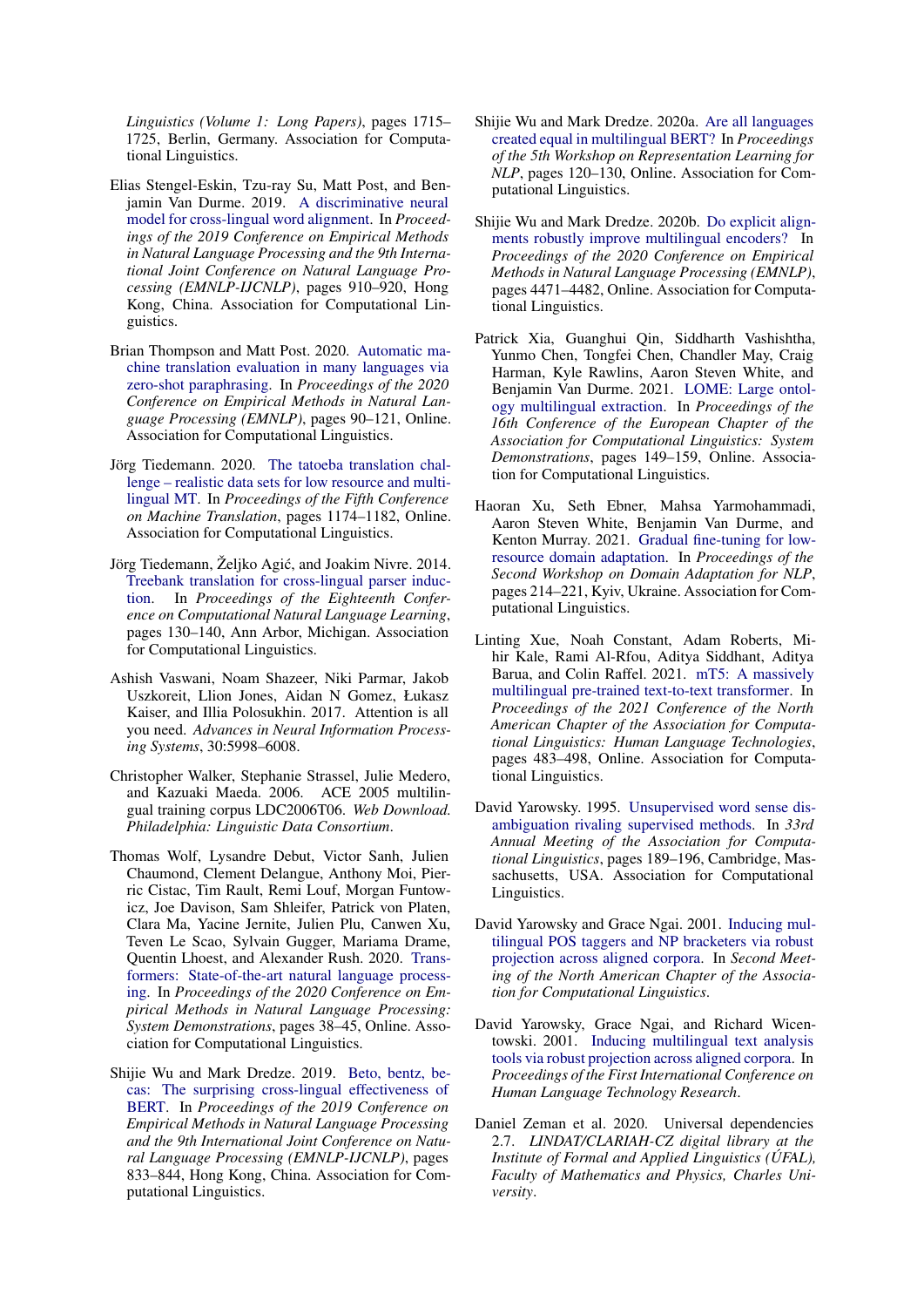*Linguistics (Volume 1: Long Papers)*, pages 1715–1725, Berlin, Germany. Association for Computational Linguistics.

Elias Stengel-Eskin, Tzu-ray Su, Matt Post, and Benjamin Van Durme. 2019. A discriminative neural model for cross-lingual word alignment. In *Proceedings of the 2019 Conference on Empirical Methods in Natural Language Processing and the 9th International Joint Conference on Natural Language Processing (EMNLP-IJCNLP)*, pages 910–920, Hong Kong, China. Association for Computational Linguistics.

Brian Thompson and Matt Post. 2020. Automatic machine translation evaluation in many languages via zero-shot paraphrasing. In *Proceedings of the 2020 Conference on Empirical Methods in Natural Language Processing (EMNLP)*, pages 90–121, Online. Association for Computational Linguistics.

Jörg Tiedemann. 2020. The tatoeba translation challenge – realistic data sets for low resource and multilingual MT. In *Proceedings of the Fifth Conference on Machine Translation*, pages 1174–1182, Online. Association for Computational Linguistics.

Jörg Tiedemann, Željko Agić, and Joakim Nivre. 2014. Treebank translation for cross-lingual parser induction. In *Proceedings of the Eighteenth Conference on Computational Natural Language Learning*, pages 130–140, Ann Arbor, Michigan. Association for Computational Linguistics.

Ashish Vaswani, Noam Shazeer, Niki Parmar, Jakob Uszkoreit, Llion Jones, Aidan N Gomez, Łukasz Kaiser, and Illia Polosukhin. 2017. Attention is all you need. *Advances in Neural Information Processing Systems*, 30:5998–6008.

Christopher Walker, Stephanie Strassel, Julie Medero, and Kazuaki Maeda. 2006. ACE 2005 multilingual training corpus LDC2006T06. *Web Download. Philadelphia: Linguistic Data Consortium*.

Thomas Wolf, Lysandre Debut, Victor Sanh, Julien Chaumond, Clement Delangue, Anthony Moi, Pierric Cistac, Tim Rault, Remi Louf, Morgan Funtowicz, Joe Davison, Sam Shleifer, Patrick von Platen, Clara Ma, Yacine Jernite, Julien Plu, Canwen Xu, Teven Le Scao, Sylvain Gugger, Mariama Drame, Quentin Lhoest, and Alexander Rush. 2020. Transformers: State-of-the-art natural language processing. In *Proceedings of the 2020 Conference on Empirical Methods in Natural Language Processing: System Demonstrations*, pages 38–45, Online. Association for Computational Linguistics.

Shijie Wu and Mark Dredze. 2019. Beto, bentz, becas: The surprising cross-lingual effectiveness of BERT. In *Proceedings of the 2019 Conference on Empirical Methods in Natural Language Processing and the 9th International Joint Conference on Natural Language Processing (EMNLP-IJCNLP)*, pages 833–844, Hong Kong, China. Association for Computational Linguistics.

Shijie Wu and Mark Dredze. 2020a. Are all languages created equal in multilingual BERT? In *Proceedings of the 5th Workshop on Representation Learning for NLP*, pages 120–130, Online. Association for Computational Linguistics.

Shijie Wu and Mark Dredze. 2020b. Do explicit alignments robustly improve multilingual encoders? In *Proceedings of the 2020 Conference on Empirical Methods in Natural Language Processing (EMNLP)*, pages 4471–4482, Online. Association for Computational Linguistics.

Patrick Xia, Guanghui Qin, Siddharth Vashishtha, Yunmo Chen, Tongfei Chen, Chandler May, Craig Harman, Kyle Rawlins, Aaron Steven White, and Benjamin Van Durme. 2021. LOME: Large ontology multilingual extraction. In *Proceedings of the 16th Conference of the European Chapter of the Association for Computational Linguistics: System Demonstrations*, pages 149–159, Online. Association for Computational Linguistics.

Haoran Xu, Seth Ebner, Mahsa Yarmohammadi, Aaron Steven White, Benjamin Van Durme, and Kenton Murray. 2021. Gradual fine-tuning for low-resource domain adaptation. In *Proceedings of the Second Workshop on Domain Adaptation for NLP*, pages 214–221, Kyiv, Ukraine. Association for Computational Linguistics.

Linting Xue, Noah Constant, Adam Roberts, Mihir Kale, Rami Al-Rfou, Aditya Siddhant, Aditya Barua, and Colin Raffel. 2021. mT5: A massively multilingual pre-trained text-to-text transformer. In *Proceedings of the 2021 Conference of the North American Chapter of the Association for Computational Linguistics: Human Language Technologies*, pages 483–498, Online. Association for Computational Linguistics.

David Yarowsky. 1995. Unsupervised word sense disambiguation rivaling supervised methods. In *33rd Annual Meeting of the Association for Computational Linguistics*, pages 189–196, Cambridge, Massachusetts, USA. Association for Computational Linguistics.

David Yarowsky and Grace Ngai. 2001. Inducing multilingual POS taggers and NP bracketers via robust projection across aligned corpora. In *Second Meeting of the North American Chapter of the Association for Computational Linguistics*.

David Yarowsky, Grace Ngai, and Richard Wicentowski. 2001. Inducing multilingual text analysis tools via robust projection across aligned corpora. In *Proceedings of the First International Conference on Human Language Technology Research*.

Daniel Zeman et al. 2020. Universal dependencies 2.7. *LINDAT/CLARIAH-CZ digital library at the Institute of Formal and Applied Linguistics (ÚFAL), Faculty of Mathematics and Physics, Charles University*.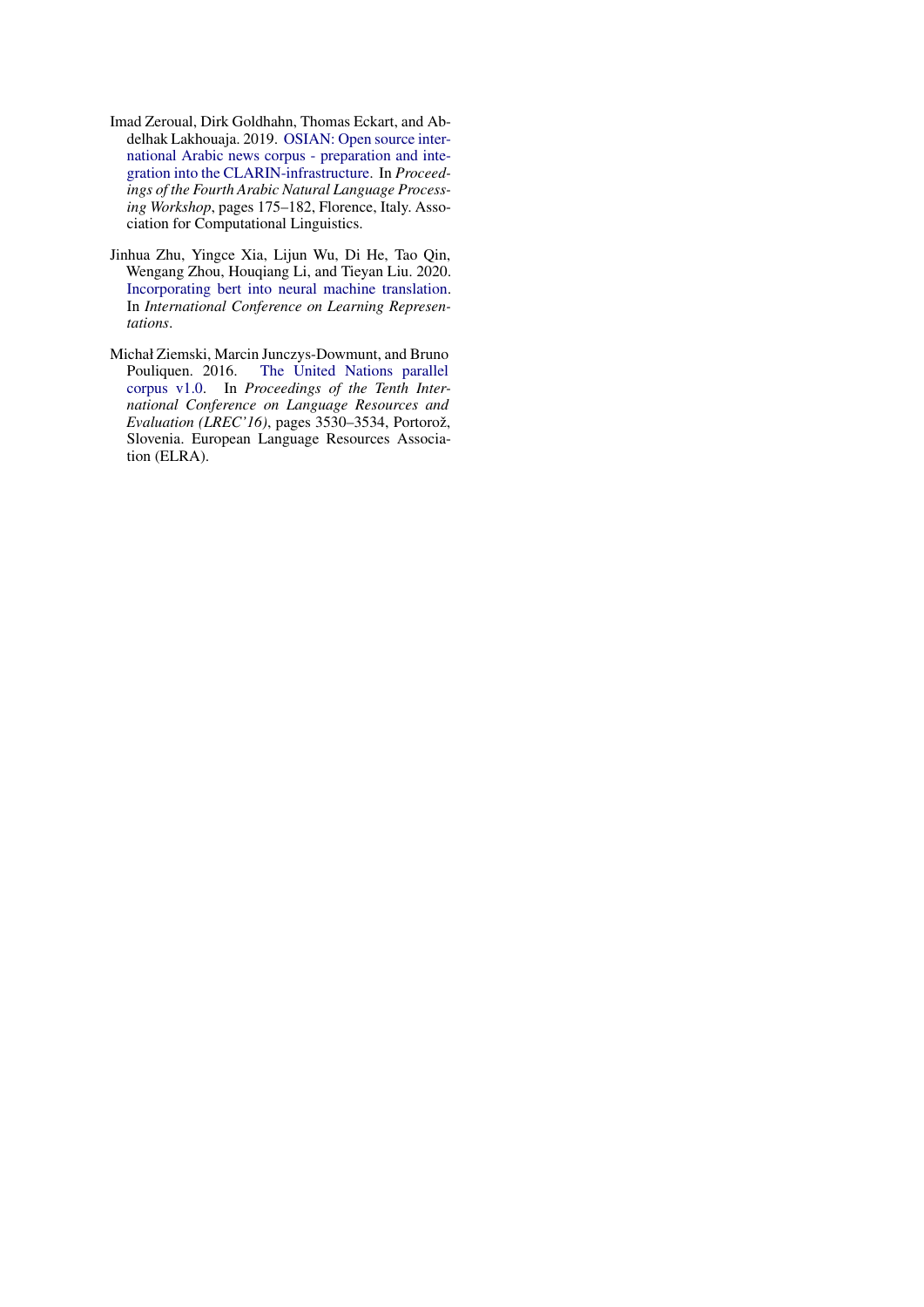Imad Zeroual, Dirk Goldhahn, Thomas Eckart, and Abdelhak Lakhouaja. 2019. OSIAN: Open source international Arabic news corpus - preparation and integration into the CLARIN-infrastructure. In *Proceedings of the Fourth Arabic Natural Language Processing Workshop*, pages 175–182, Florence, Italy. Association for Computational Linguistics.

Jinhua Zhu, Yingce Xia, Lijun Wu, Di He, Tao Qin, Wengang Zhou, Houqiang Li, and Tieyan Liu. 2020. Incorporating bert into neural machine translation. In *International Conference on Learning Representations*.

Michał Ziemski, Marcin Junczys-Dowmunt, and Bruno Pouliquen. 2016. The United Nations parallel corpus v1.0. In *Proceedings of the Tenth International Conference on Language Resources and Evaluation (LREC'16)*, pages 3530–3534, Portorož, Slovenia. European Language Resources Association (ELRA).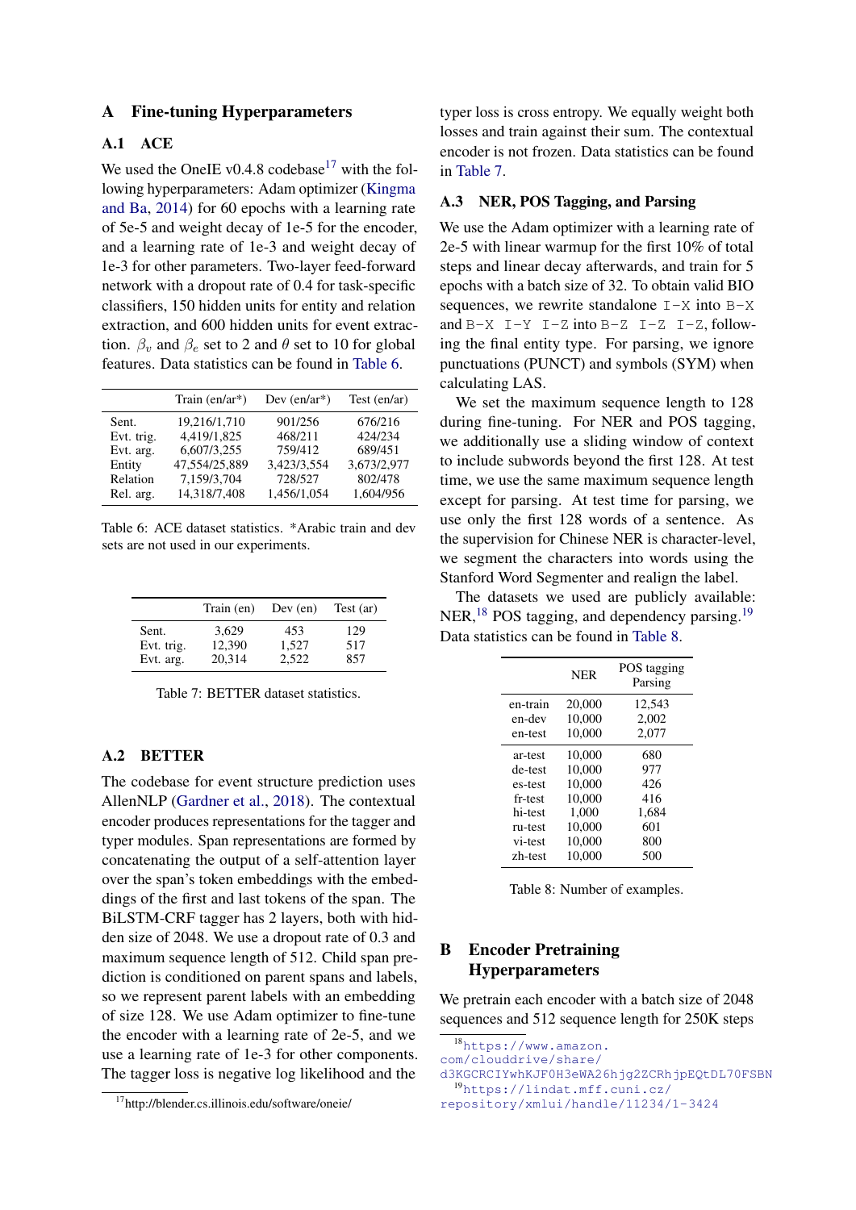## A Fine-tuning Hyperparameters

### A.1 ACE

We used the OneIE v0.4.8 codebase[17] with the following hyperparameters: Adam optimizer (Kingma and Ba, 2014) for 60 epochs with a learning rate of 5e-5 and weight decay of 1e-5 for the encoder, and a learning rate of 1e-3 and weight decay of 1e-3 for other parameters. Two-layer feed-forward network with a dropout rate of 0.4 for task-specific classifiers, 150 hidden units for entity and relation extraction, and 600 hidden units for event extraction. $\beta_v$ and $\beta_e$ set to 2 and $\theta$ set to 10 for global features. Data statistics can be found in Table 6.

| | Train (en/ar*) | Dev (en/ar*) | Test (en/ar) |
|---|---|---|---|
| Sent. | 19,216/1,710 | 901/256 | 676/216 |
| Evt. trig. | 4,419/1,825 | 468/211 | 424/234 |
| Evt. arg. | 6,607/3,255 | 759/412 | 689/451 |
| Entity | 47,554/25,889 | 3,423/3,554 | 3,673/2,977 |
| Relation | 7,159/3,704 | 728/527 | 802/478 |
| Rel. arg. | 14,318/7,408 | 1,456/1,054 | 1,604/956 |

Table 6: ACE dataset statistics. *Arabic train and dev sets are not used in our experiments.

| | Train (en) | Dev (en) | Test (ar) |
|---|---|---|---|
| Sent. | 3,629 | 453 | 129 |
| Evt. trig. | 12,390 | 1,527 | 517 |
| Evt. arg. | 20,314 | 2,522 | 857 |

Table 7: BETTER dataset statistics.

### A.2 BETTER

The codebase for event structure prediction uses AllenNLP (Gardner et al., 2018). The contextual encoder produces representations for the tagger and typer modules. Span representations are formed by concatenating the output of a self-attention layer over the span's token embeddings with the embeddings of the first and last tokens of the span. The BiLSTM-CRF tagger has 2 layers, both with hidden size of 2048. We use a dropout rate of 0.3 and maximum sequence length of 512. Child span prediction is conditioned on parent spans and labels, so we represent parent labels with an embedding of size 128. We use Adam optimizer to fine-tune the encoder with a learning rate of 2e-5, and we use a learning rate of 1e-3 for other components. The tagger loss is negative log likelihood and the typer loss is cross entropy. We equally weight both losses and train against their sum. The contextual encoder is not frozen. Data statistics can be found in Table 7.

### A.3 NER, POS Tagging, and Parsing

We use the Adam optimizer with a learning rate of 2e-5 with linear warmup for the first 10% of total steps and linear decay afterwards, and train for 5 epochs with a batch size of 32. To obtain valid BIO sequences, we rewrite standalone `I-X` into `B-X` and `B-X I-Y I-Z` into `B-Z I-Z I-Z`, following the final entity type. For parsing, we ignore punctuations (PUNCT) and symbols (SYM) when calculating LAS.

We set the maximum sequence length to 128 during fine-tuning. For NER and POS tagging, we additionally use a sliding window of context to include subwords beyond the first 128. At test time, we use the same maximum sequence length except for parsing. At test time for parsing, we use only the first 128 words of a sentence. As the supervision for Chinese NER is character-level, we segment the characters into words using the Stanford Word Segmenter and realign the label.

The datasets we used are publicly available: NER,[18] POS tagging, and dependency parsing.[19] Data statistics can be found in Table 8.

| | NER | POS tagging Parsing |
|---|---|---|
| en-train | 20,000 | 12,543 |
| en-dev | 10,000 | 2,002 |
| en-test | 10,000 | 2,077 |
| ar-test | 10,000 | 680 |
| de-test | 10,000 | 977 |
| es-test | 10,000 | 426 |
| fr-test | 10,000 | 416 |
| hi-test | 1,000 | 1,684 |
| ru-test | 10,000 | 601 |
| vi-test | 10,000 | 800 |
| zh-test | 10,000 | 500 |

Table 8: Number of examples.

## B Encoder Pretraining Hyperparameters

We pretrain each encoder with a batch size of 2048 sequences and 512 sequence length for 250K steps

[17] http://blender.cs.illinois.edu/software/oneie/

[18] https://www.amazon.com/clouddrive/share/d3KGCRCIYwhKJF0H3eWA26hjg2ZCRhjpEQtDL70FSBN

[19] https://lindat.mff.cuni.cz/repository/xmlui/handle/11234/1-3424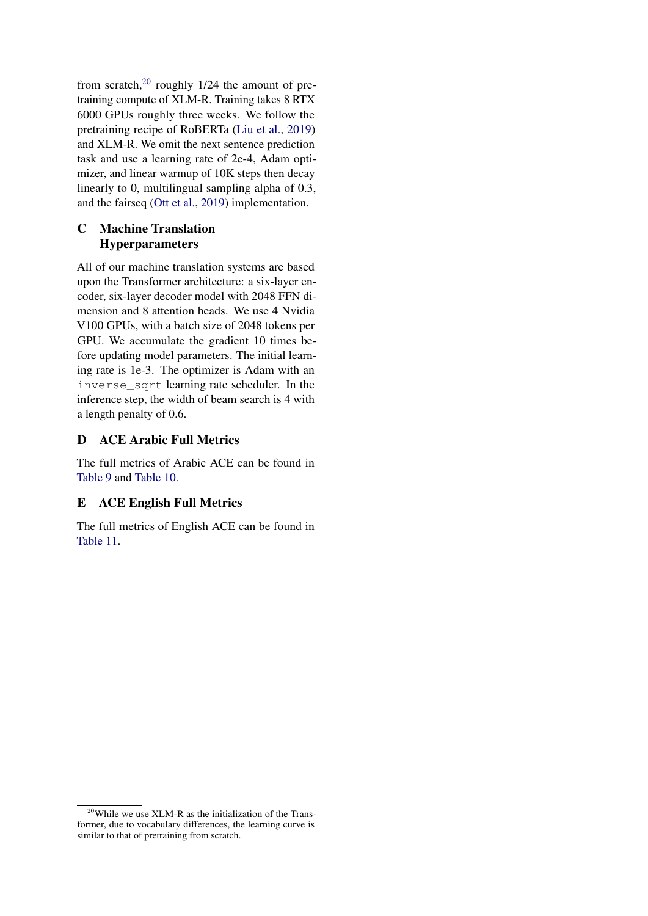from scratch,[20] roughly 1/24 the amount of pretraining compute of XLM-R. Training takes 8 RTX 6000 GPUs roughly three weeks. We follow the pretraining recipe of RoBERTa (Liu et al., 2019) and XLM-R. We omit the next sentence prediction task and use a learning rate of 2e-4, Adam optimizer, and linear warmup of 10K steps then decay linearly to 0, multilingual sampling alpha of 0.3, and the fairseq (Ott et al., 2019) implementation.

## C Machine Translation Hyperparameters

All of our machine translation systems are based upon the Transformer architecture: a six-layer encoder, six-layer decoder model with 2048 FFN dimension and 8 attention heads. We use 4 Nvidia V100 GPUs, with a batch size of 2048 tokens per GPU. We accumulate the gradient 10 times before updating model parameters. The initial learning rate is 1e-3. The optimizer is Adam with an `inverse_sqrt` learning rate scheduler. In the inference step, the width of beam search is 4 with a length penalty of 0.6.

## D ACE Arabic Full Metrics

The full metrics of Arabic ACE can be found in Table 9 and Table 10.

## E ACE English Full Metrics

The full metrics of English ACE can be found in Table 11.

[20] While we use XLM-R as the initialization of the Transformer, due to vocabulary differences, the learning curve is similar to that of pretraining from scratch.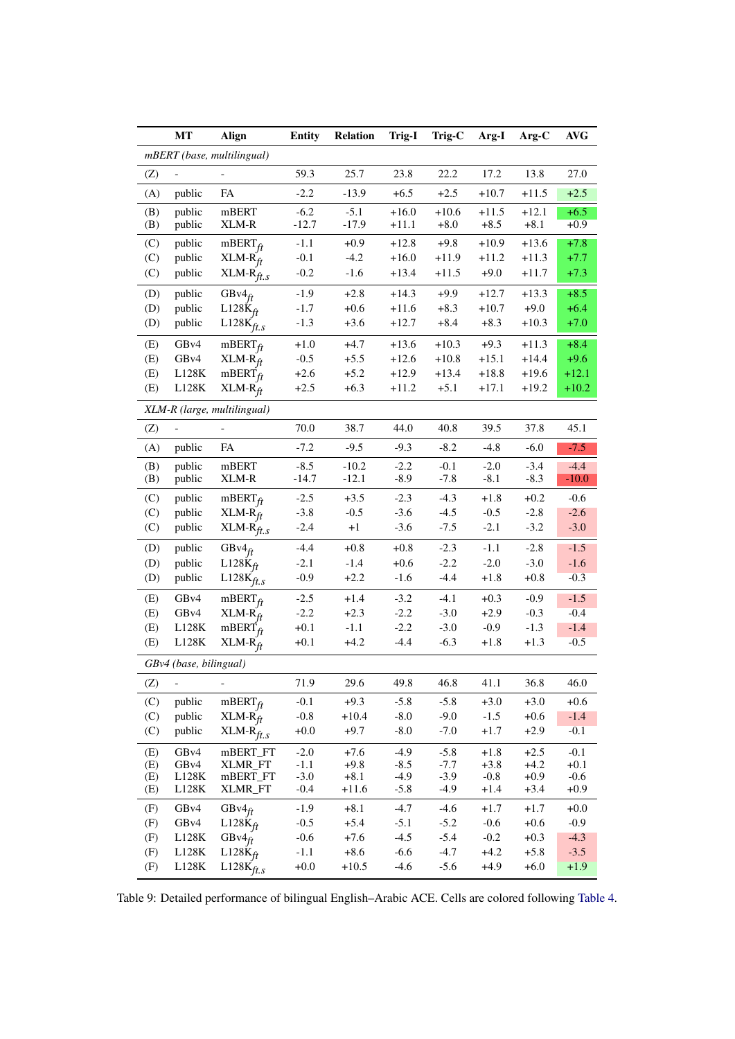| | MT | Align | Entity | Relation | Trig-I | Trig-C | Arg-I | Arg-C | AVG |
|---|---|---|---|---|---|---|---|---|---|
| *mBERT (base, multilingual)* | | | | | | | | | |
| (Z) | - | - | 59.3 | 25.7 | 23.8 | 22.2 | 17.2 | 13.8 | 27.0 |
| (A) | public | FA | -2.2 | -13.9 | +6.5 | +2.5 | +10.7 | +11.5 | +2.5 |
| (B) | public | mBERT | -6.2 | -5.1 | +16.0 | +10.6 | +11.5 | +12.1 | +6.5 |
| (B) | public | XLM-R | -12.7 | -17.9 | +11.1 | +8.0 | +8.5 | +8.1 | +0.9 |
| (C) | public | mBERT$_{ft}$ | -1.1 | +0.9 | +12.8 | +9.8 | +10.9 | +13.6 | +7.8 |
| (C) | public | XLM-R$_{ft}$ | -0.1 | -4.2 | +16.0 | +11.9 | +11.2 | +11.3 | +7.7 |
| (C) | public | XLM-R$_{ft.s}$ | -0.2 | -1.6 | +13.4 | +11.5 | +9.0 | +11.7 | +7.3 |
| (D) | public | GBv4$_{ft}$ | -1.9 | +2.8 | +14.3 | +9.9 | +12.7 | +13.3 | +8.5 |
| (D) | public | L128K$_{ft}$ | -1.7 | +0.6 | +11.6 | +8.3 | +10.7 | +9.0 | +6.4 |
| (D) | public | L128K$_{ft.s}$ | -1.3 | +3.6 | +12.7 | +8.4 | +8.3 | +10.3 | +7.0 |
| (E) | GBv4 | mBERT$_{ft}$ | +1.0 | +4.7 | +13.6 | +10.3 | +9.3 | +11.3 | +8.4 |
| (E) | GBv4 | XLM-R$_{ft}$ | -0.5 | +5.5 | +12.6 | +10.8 | +15.1 | +14.4 | +9.6 |
| (E) | L128K | mBERT$_{ft}$ | +2.6 | +5.2 | +12.9 | +13.4 | +18.8 | +19.6 | +12.1 |
| (E) | L128K | XLM-R$_{ft}$ | +2.5 | +6.3 | +11.2 | +5.1 | +17.1 | +19.2 | +10.2 |
| *XLM-R (large, multilingual)* | | | | | | | | | |
| (Z) | - | - | 70.0 | 38.7 | 44.0 | 40.8 | 39.5 | 37.8 | 45.1 |
| (A) | public | FA | -7.2 | -9.5 | -9.3 | -8.2 | -4.8 | -6.0 | -7.5 |
| (B) | public | mBERT | -8.5 | -10.2 | -2.2 | -0.1 | -2.0 | -3.4 | -4.4 |
| (B) | public | XLM-R | -14.7 | -12.1 | -8.9 | -7.8 | -8.1 | -8.3 | -10.0 |
| (C) | public | mBERT$_{ft}$ | -2.5 | +3.5 | -2.3 | -4.3 | +1.8 | +0.2 | -0.6 |
| (C) | public | XLM-R$_{ft}$ | -3.8 | -0.5 | -3.6 | -4.5 | -0.5 | -2.8 | -2.6 |
| (C) | public | XLM-R$_{ft.s}$ | -2.4 | +1 | -3.6 | -7.5 | -2.1 | -3.2 | -3.0 |
| (D) | public | GBv4$_{ft}$ | -4.4 | +0.8 | +0.8 | -2.3 | -1.1 | -2.8 | -1.5 |
| (D) | public | L128K$_{ft}$ | -2.1 | -1.4 | +0.6 | -2.2 | -2.0 | -3.0 | -1.6 |
| (D) | public | L128K$_{ft.s}$ | -0.9 | +2.2 | -1.6 | -4.4 | +1.8 | +0.8 | -0.3 |
| (E) | GBv4 | mBERT$_{ft}$ | -2.5 | +1.4 | -3.2 | -4.1 | +0.3 | -0.9 | -1.5 |
| (E) | GBv4 | XLM-R$_{ft}$ | -2.2 | +2.3 | -2.2 | -3.0 | +2.9 | -0.3 | -0.4 |
| (E) | L128K | mBERT$_{ft}$ | +0.1 | -1.1 | -2.2 | -3.0 | -0.9 | -1.3 | -1.4 |
| (E) | L128K | XLM-R$_{ft}$ | +0.1 | +4.2 | -4.4 | -6.3 | +1.8 | +1.3 | -0.5 |
| *GBv4 (base, bilingual)* | | | | | | | | | |
| (Z) | - | - | 71.9 | 29.6 | 49.8 | 46.8 | 41.1 | 36.8 | 46.0 |
| (C) | public | mBERT$_{ft}$ | -0.1 | +9.3 | -5.8 | -5.8 | +3.0 | +3.0 | +0.6 |
| (C) | public | XLM-R$_{ft}$ | -0.8 | +10.4 | -8.0 | -9.0 | -1.5 | +0.6 | -1.4 |
| (C) | public | XLM-R$_{ft.s}$ | +0.0 | +9.7 | -8.0 | -7.0 | +1.7 | +2.9 | -0.1 |
| (E) | GBv4 | mBERT_FT | -2.0 | +7.6 | -4.9 | -5.8 | +1.8 | +2.5 | -0.1 |
| (E) | GBv4 | XLMR_FT | -1.1 | +9.8 | -8.5 | -7.7 | +3.8 | +4.2 | +0.1 |
| (E) | L128K | mBERT_FT | -3.0 | +8.1 | -4.9 | -3.9 | -0.8 | +0.9 | -0.6 |
| (E) | L128K | XLMR_FT | -0.4 | +11.6 | -5.8 | -4.9 | +1.4 | +3.4 | +0.9 |
| (F) | GBv4 | GBv4$_{ft}$ | -1.9 | +8.1 | -4.7 | -4.6 | +1.7 | +1.7 | +0.0 |
| (F) | GBv4 | L128K$_{ft}$ | -0.5 | +5.4 | -5.1 | -5.2 | -0.6 | +0.6 | -0.9 |
| (F) | L128K | GBv4$_{ft}$ | -0.6 | +7.6 | -4.5 | -5.4 | -0.2 | +0.3 | -4.3 |
| (F) | L128K | L128K$_{ft}$ | -1.1 | +8.6 | -6.6 | -4.7 | +4.2 | +5.8 | -3.5 |
| (F) | L128K | L128K$_{ft.s}$ | +0.0 | +10.5 | -4.6 | -5.6 | +4.9 | +6.0 | +1.9 |

Table 9: Detailed performance of bilingual English–Arabic ACE. Cells are colored following Table 4.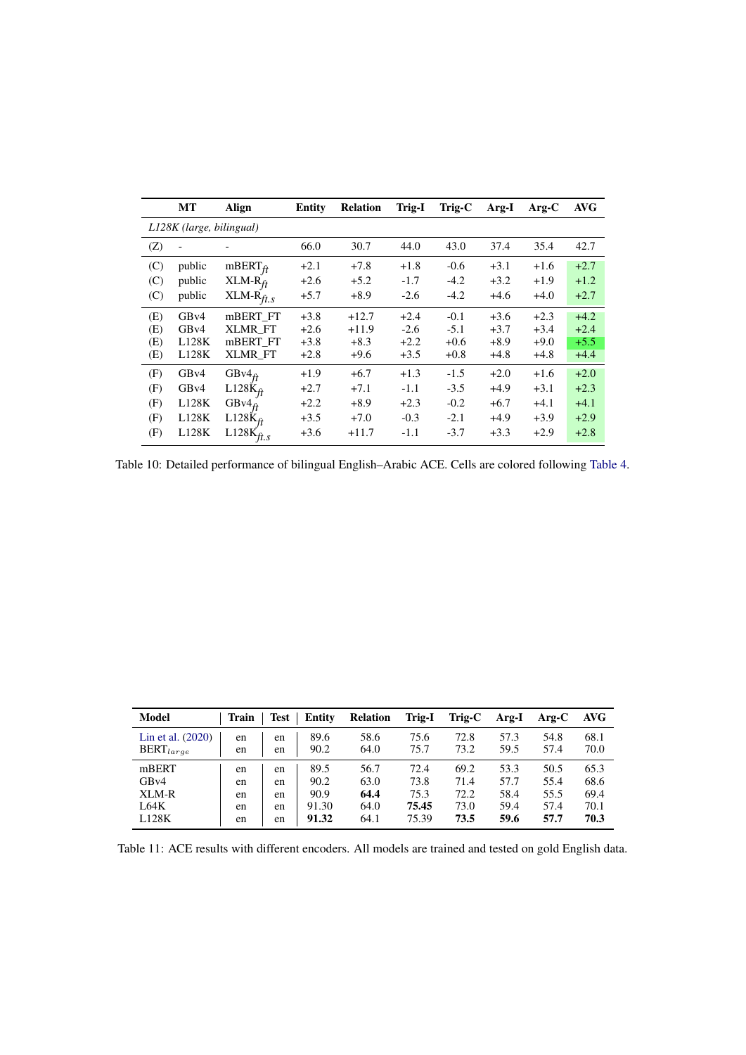|  | MT | Align | Entity | Relation | Trig-I | Trig-C | Arg-I | Arg-C | AVG |
|---|---|---|---|---|---|---|---|---|---|
| *L128K (large, bilingual)* |  |  |  |  |  |  |  |  |  |
| (Z) | - | - | 66.0 | 30.7 | 44.0 | 43.0 | 37.4 | 35.4 | 42.7 |
| (C) | public | $\text{mBERT}_{ft}$ | +2.1 | +7.8 | +1.8 | -0.6 | +3.1 | +1.6 | +2.7 |
| (C) | public | $\text{XLM-R}_{ft}$ | +2.6 | +5.2 | -1.7 | -4.2 | +3.2 | +1.9 | +1.2 |
| (C) | public | $\text{XLM-R}_{ft.s}$ | +5.7 | +8.9 | -2.6 | -4.2 | +4.6 | +4.0 | +2.7 |
| (E) | GBv4 | mBERT_FT | +3.8 | +12.7 | +2.4 | -0.1 | +3.6 | +2.3 | +4.2 |
| (E) | GBv4 | XLMR_FT | +2.6 | +11.9 | -2.6 | -5.1 | +3.7 | +3.4 | +2.4 |
| (E) | L128K | mBERT_FT | +3.8 | +8.3 | +2.2 | +0.6 | +8.9 | +9.0 | +5.5 |
| (E) | L128K | XLMR_FT | +2.8 | +9.6 | +3.5 | +0.8 | +4.8 | +4.8 | +4.4 |
| (F) | GBv4 | $\text{GBv4}_{ft}$ | +1.9 | +6.7 | +1.3 | -1.5 | +2.0 | +1.6 | +2.0 |
| (F) | GBv4 | $\text{L128K}_{ft}$ | +2.7 | +7.1 | -1.1 | -3.5 | +4.9 | +3.1 | +2.3 |
| (F) | L128K | $\text{GBv4}_{ft}$ | +2.2 | +8.9 | +2.3 | -0.2 | +6.7 | +4.1 | +4.1 |
| (F) | L128K | $\text{L128K}_{ft}$ | +3.5 | +7.0 | -0.3 | -2.1 | +4.9 | +3.9 | +2.9 |
| (F) | L128K | $\text{L128K}_{ft.s}$ | +3.6 | +11.7 | -1.1 | -3.7 | +3.3 | +2.9 | +2.8 |

Table 10: Detailed performance of bilingual English–Arabic ACE. Cells are colored following Table 4.

| Model | Train | Test | Entity | Relation | Trig-I | Trig-C | Arg-I | Arg-C | AVG |
|---|---|---|---|---|---|---|---|---|---|
| Lin et al. (2020) | en | en | 89.6 | 58.6 | 75.6 | 72.8 | 57.3 | 54.8 | 68.1 |
| $\text{BERT}_{large}$ | en | en | 90.2 | 64.0 | 75.7 | 73.2 | 59.5 | 57.4 | 70.0 |
| mBERT | en | en | 89.5 | 56.7 | 72.4 | 69.2 | 53.3 | 50.5 | 65.3 |
| GBv4 | en | en | 90.2 | 63.0 | 73.8 | 71.4 | 57.7 | 55.4 | 68.6 |
| XLM-R | en | en | 90.9 | **64.4** | 75.3 | 72.2 | 58.4 | 55.5 | 69.4 |
| L64K | en | en | 91.30 | 64.0 | **75.45** | 73.0 | 59.4 | 57.4 | 70.1 |
| L128K | en | en | **91.32** | 64.1 | 75.39 | **73.5** | **59.6** | **57.7** | **70.3** |

Table 11: ACE results with different encoders. All models are trained and tested on gold English data.